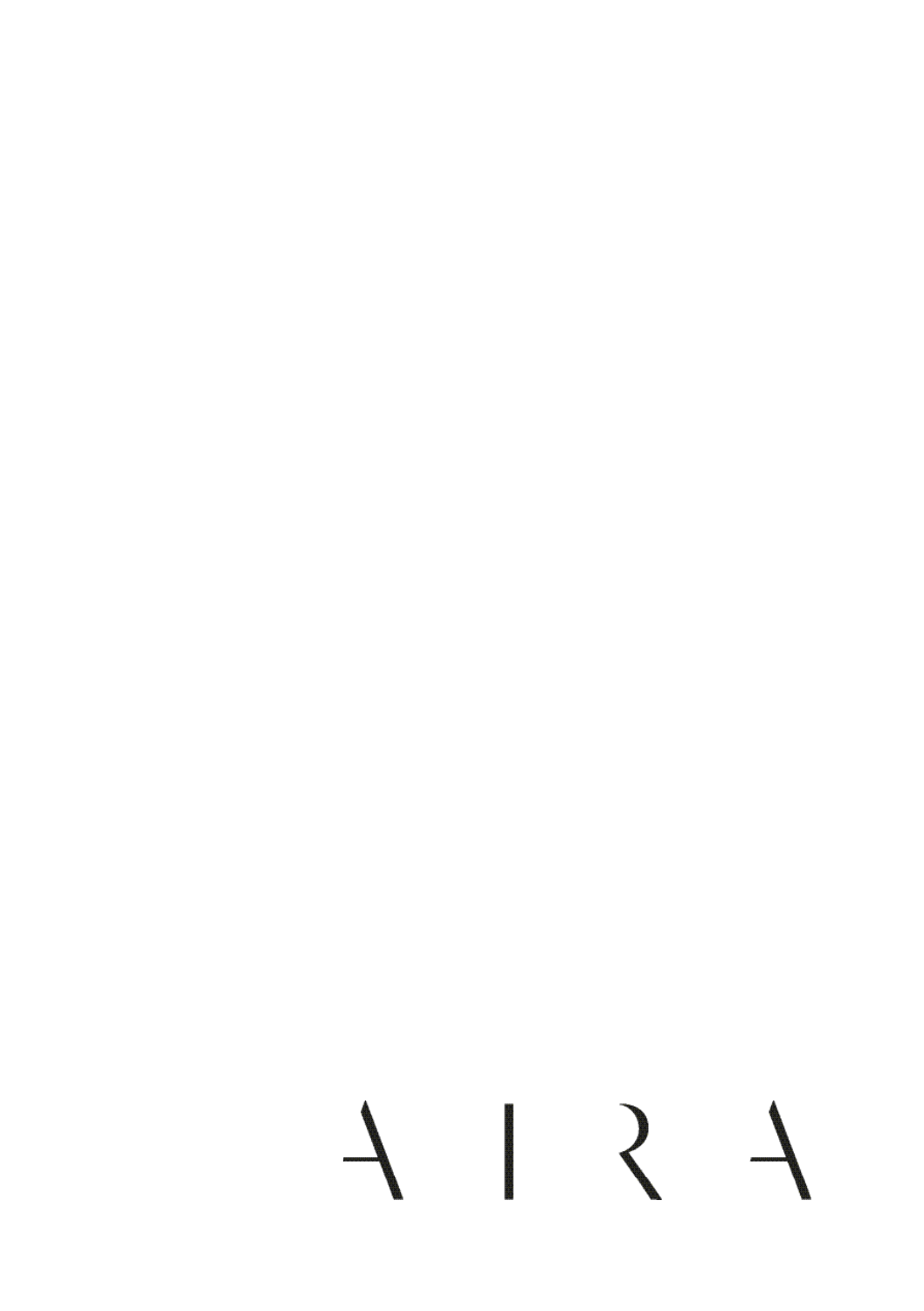A I R A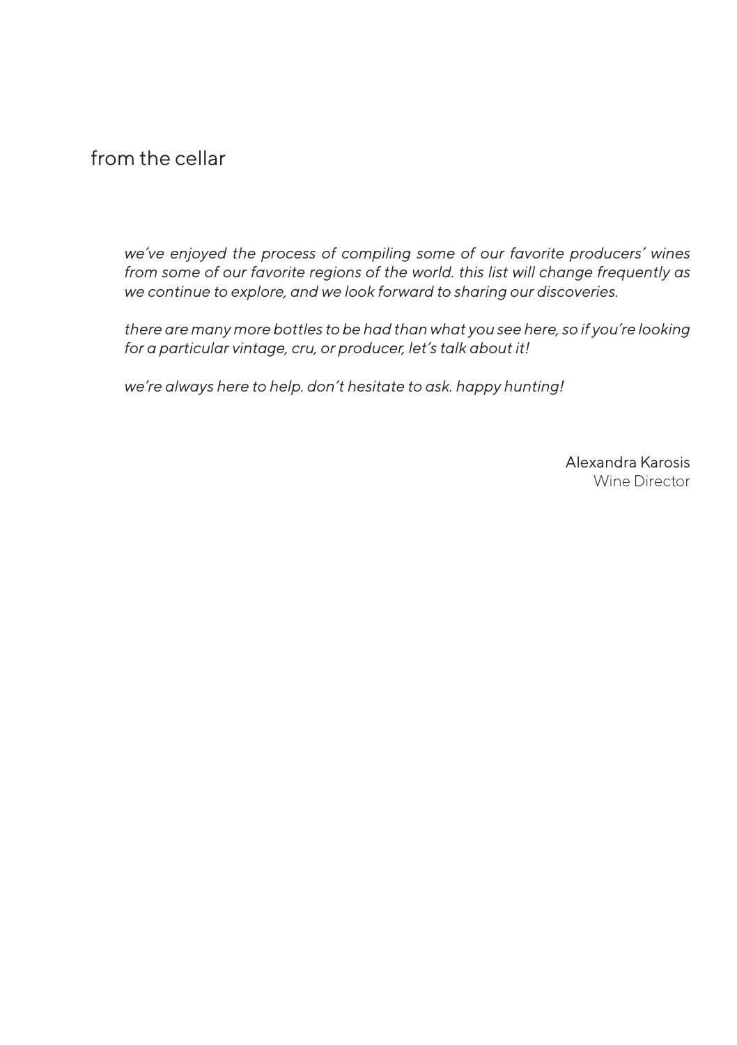# from the cellar

*we've enjoyed the process of compiling some of our favorite producers' wines from some of our favorite regions of the world. this list will change frequently as we continue to explore, and we look forward to sharing our discoveries.*

*there are many more bottles to be had than what you see here, so if you're looking for a particular vintage, cru, or producer, let's talk about it!*

*we're always here to help. don't hesitate to ask. happy hunting!*

Alexandra Karosis
Wine Director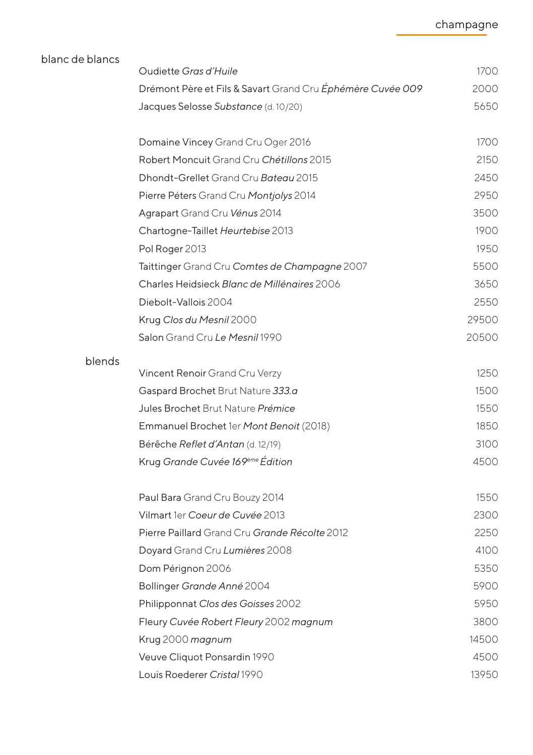## champagne

### blanc de blancs

| | |
|---|---|
| Oudiette *Gras d´Huile* | 1700 |
| Drémont Père et Fils & Savart Grand Cru *Éphémère Cuvée 009* | 2000 |
| Jacques Selosse *Substance* (d. 10/20) | 5650 |
| | |
| Domaine Vincey Grand Cru Oger 2016 | 1700 |
| Robert Moncuit Grand Cru *Chétillons* 2015 | 2150 |
| Dhondt-Grellet Grand Cru *Bateau* 2015 | 2450 |
| Pierre Péters Grand Cru *Montjolys* 2014 | 2950 |
| Agrapart Grand Cru *Vénus* 2014 | 3500 |
| Chartogne-Taillet *Heurtebise* 2013 | 1900 |
| Pol Roger 2013 | 1950 |
| Taittinger Grand Cru *Comtes de Champagne* 2007 | 5500 |
| Charles Heidsieck *Blanc de Millénaires* 2006 | 3650 |
| Diebolt-Vallois 2004 | 2550 |
| Krug *Clos du Mesnil* 2000 | 29500 |
| Salon Grand Cru *Le Mesnil* 1990 | 20500 |

### blends

| | |
|---|---|
| Vincent Renoir Grand Cru Verzy | 1250 |
| Gaspard Brochet Brut Nature *333.a* | 1500 |
| Jules Brochet Brut Nature *Prémice* | 1550 |
| Emmanuel Brochet 1er *Mont Benoit* (2018) | 1850 |
| Bérêche *Reflet d´Antan* (d. 12/19) | 3100 |
| Krug *Grande Cuvée 169ème Édition* | 4500 |
| | |
| Paul Bara Grand Cru Bouzy 2014 | 1550 |
| Vilmart 1er *Coeur de Cuvée* 2013 | 2300 |
| Pierre Paillard Grand Cru *Grande Récolte* 2012 | 2250 |
| Doyard Grand Cru *Lumières* 2008 | 4100 |
| Dom Pérignon 2006 | 5350 |
| Bollinger *Grande Anné* 2004 | 5900 |
| Philipponnat *Clos des Goisses* 2002 | 5950 |
| Fleury *Cuvée Robert Fleury* 2002 *magnum* | 3800 |
| Krug 2000 *magnum* | 14500 |
| Veuve Cliquot Ponsardin 1990 | 4500 |
| Louis Roederer *Cristal* 1990 | 13950 |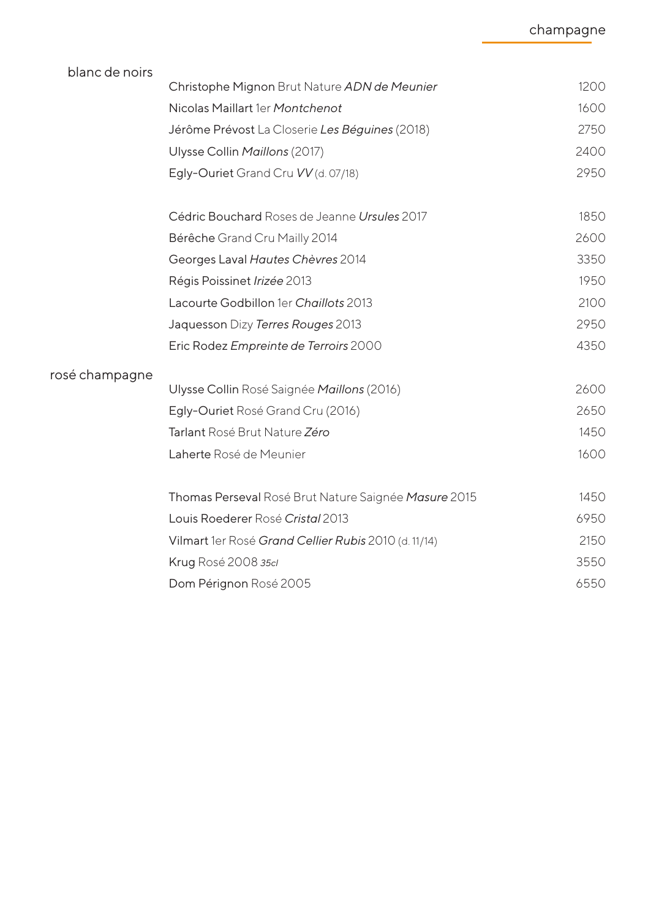# champagne

## blanc de noirs

| | |
|---|---|
| Christophe Mignon Brut Nature *ADN de Meunier* | 1200 |
| Nicolas Maillart 1er *Montchenot* | 1600 |
| Jérôme Prévost La Closerie *Les Béguines* (2018) | 2750 |
| Ulysse Collin *Maillons* (2017) | 2400 |
| Egly-Ouriet Grand Cru *VV* (d. 07/18) | 2950 |
| | |
| Cédric Bouchard Roses de Jeanne *Ursules* 2017 | 1850 |
| Bérêche Grand Cru Mailly 2014 | 2600 |
| Georges Laval *Hautes Chèvres* 2014 | 3350 |
| Régis Poissinet *Irizée* 2013 | 1950 |
| Lacourte Godbillon 1er *Chaillots* 2013 | 2100 |
| Jaquesson Dizy *Terres Rouges* 2013 | 2950 |
| Eric Rodez *Empreinte de Terroirs* 2000 | 4350 |

## rosé champagne

| | |
|---|---|
| Ulysse Collin Rosé Saignée *Maillons* (2016) | 2600 |
| Egly-Ouriet Rosé Grand Cru (2016) | 2650 |
| Tarlant Rosé Brut Nature *Zéro* | 1450 |
| Laherte Rosé de Meunier | 1600 |
| | |
| Thomas Perseval Rosé Brut Nature Saignée *Masure* 2015 | 1450 |
| Louis Roederer Rosé *Cristal* 2013 | 6950 |
| Vilmart 1er Rosé *Grand Cellier Rubis* 2010 (d. 11/14) | 2150 |
| Krug Rosé 2008 *35cl* | 3550 |
| Dom Pérignon Rosé 2005 | 6550 |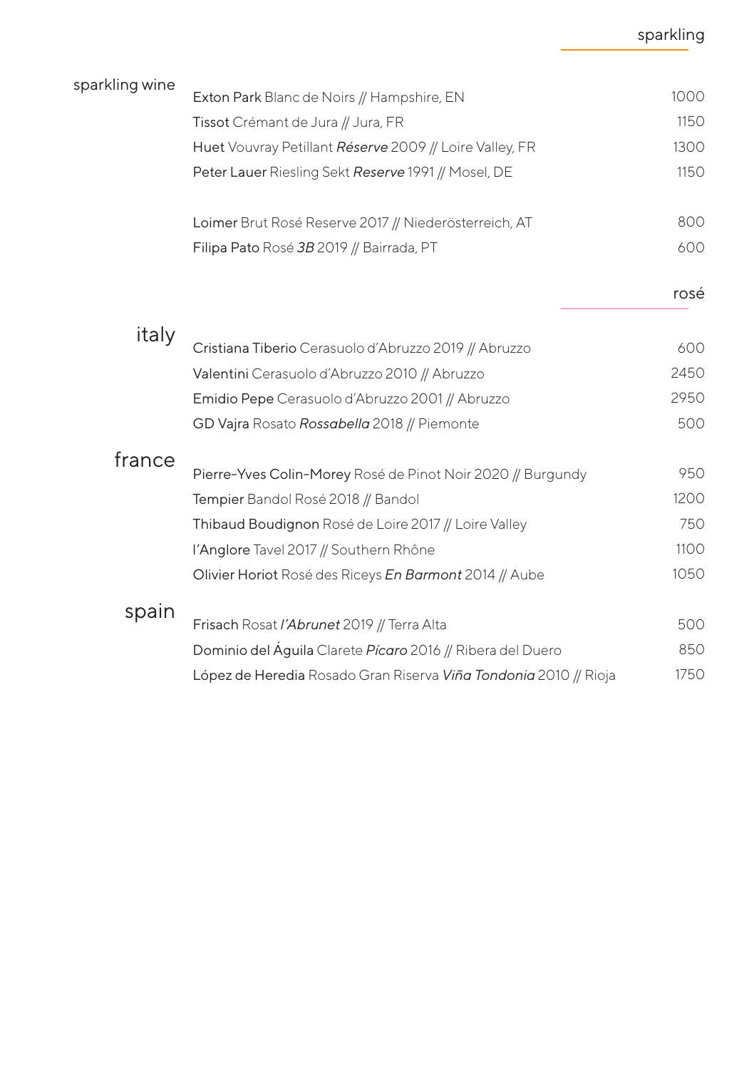# sparkling

## sparkling wine

| Wine | Price |
|---|---|
| **Exton Park** Blanc de Noirs // Hampshire, EN | 1000 |
| **Tissot** Crémant de Jura // Jura, FR | 1150 |
| **Huet** Vouvray Petillant ***Réserve*** 2009 // Loire Valley, FR | 1300 |
| **Peter Lauer** Riesling Sekt ***Reserve*** 1991 // Mosel, DE | 1150 |
| **Loimer** Brut Rosé Reserve 2017 // Niederösterreich, AT | 800 |
| **Filipa Pato** Rosé ***3B*** 2019 // Bairrada, PT | 600 |

# rosé

## italy

| Wine | Price |
|---|---|
| **Cristiana Tiberio** Cerasuolo d'Abruzzo 2019 // Abruzzo | 600 |
| **Valentini** Cerasuolo d'Abruzzo 2010 // Abruzzo | 2450 |
| **Emidio Pepe** Cerasuolo d'Abruzzo 2001 // Abruzzo | 2950 |
| **GD Vajra** Rosato ***Rossabella*** 2018 // Piemonte | 500 |

## france

| Wine | Price |
|---|---|
| **Pierre-Yves Colin-Morey** Rosé de Pinot Noir 2020 // Burgundy | 950 |
| **Tempier** Bandol Rosé 2018 // Bandol | 1200 |
| **Thibaud Boudignon** Rosé de Loire 2017 // Loire Valley | 750 |
| **l'Anglore** Tavel 2017 // Southern Rhône | 1100 |
| **Olivier Horiot** Rosé des Riceys ***En Barmont*** 2014 // Aube | 1050 |

## spain

| Wine | Price |
|---|---|
| **Frisach** Rosat ***l'Abrunet*** 2019 // Terra Alta | 500 |
| **Dominio del Águila** Clarete ***Pícaro*** 2016 // Ribera del Duero | 850 |
| **López de Heredia** Rosado Gran Riserva ***Viña Tondonia*** 2010 // Rioja | 1750 |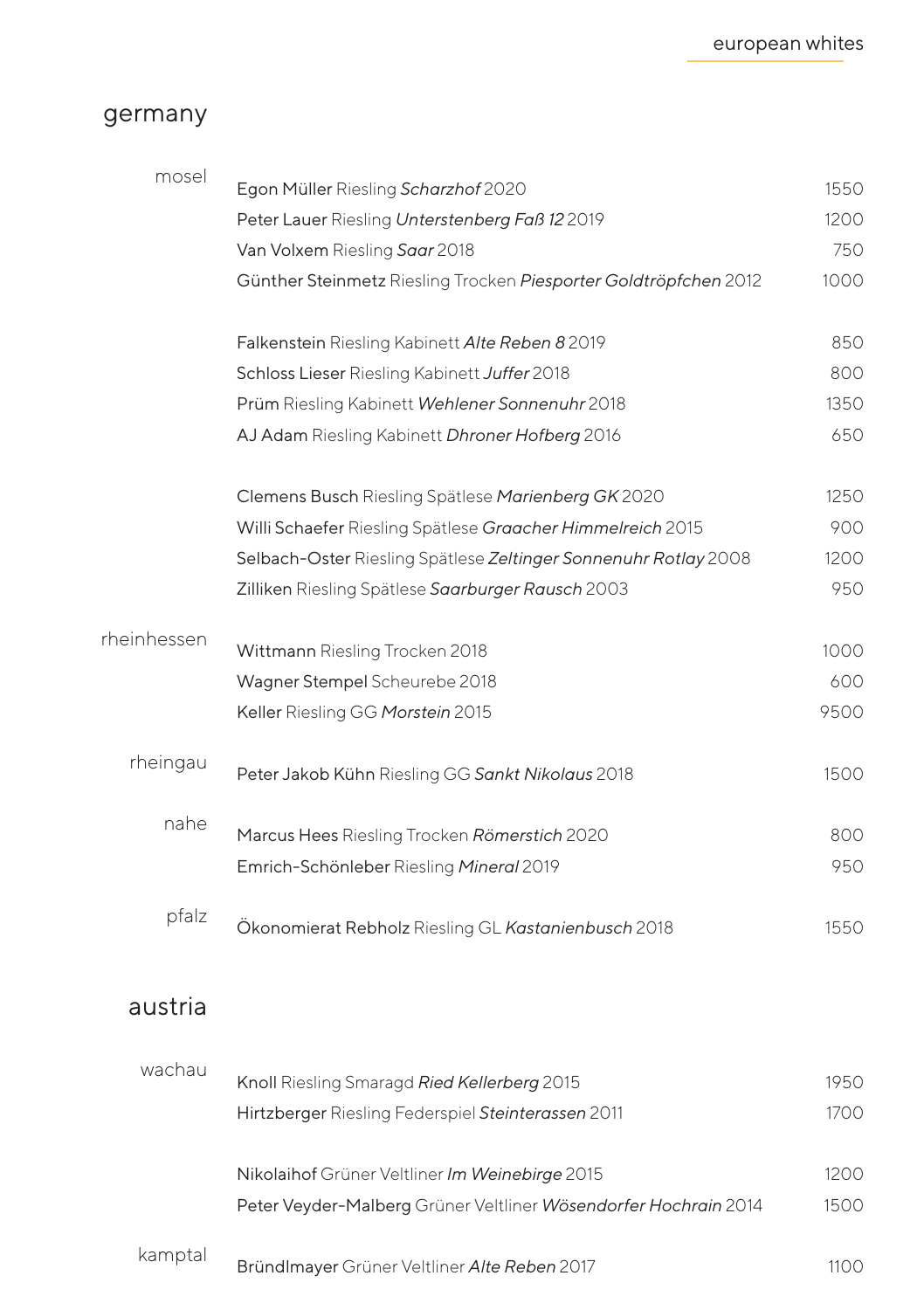# european whites

## germany

### mosel

| | |
|---|---|
| **Egon Müller** Riesling ***Scharzhof*** 2020 | 1550 |
| **Peter Lauer** Riesling ***Unterstenberg Faß 12*** 2019 | 1200 |
| **Van Volxem** Riesling ***Saar*** 2018 | 750 |
| **Günther Steinmetz** Riesling Trocken ***Piesporter Goldtröpfchen*** 2012 | 1000 |
| | |
| **Falkenstein** Riesling Kabinett ***Alte Reben 8*** 2019 | 850 |
| **Schloss Lieser** Riesling Kabinett ***Juffer*** 2018 | 800 |
| **Prüm** Riesling Kabinett ***Wehlener Sonnenuhr*** 2018 | 1350 |
| **AJ Adam** Riesling Kabinett ***Dhroner Hofberg*** 2016 | 650 |
| | |
| **Clemens Busch** Riesling Spätlese ***Marienberg GK*** 2020 | 1250 |
| **Willi Schaefer** Riesling Spätlese ***Graacher Himmelreich*** 2015 | 900 |
| **Selbach-Oster** Riesling Spätlese ***Zeltinger Sonnenuhr Rotlay*** 2008 | 1200 |
| **Zilliken** Riesling Spätlese ***Saarburger Rausch*** 2003 | 950 |

### rheinhessen

| | |
|---|---|
| **Wittmann** Riesling Trocken 2018 | 1000 |
| **Wagner Stempel** Scheurebe 2018 | 600 |
| **Keller** Riesling GG ***Morstein*** 2015 | 9500 |

### rheingau

| | |
|---|---|
| **Peter Jakob Kühn** Riesling GG ***Sankt Nikolaus*** 2018 | 1500 |

### nahe

| | |
|---|---|
| **Marcus Hees** Riesling Trocken ***Römerstich*** 2020 | 800 |
| **Emrich-Schönleber** Riesling ***Mineral*** 2019 | 950 |

### pfalz

| | |
|---|---|
| **Ökonomierat Rebholz** Riesling GL ***Kastanienbusch*** 2018 | 1550 |

## austria

### wachau

| | |
|---|---|
| **Knoll** Riesling Smaragd ***Ried Kellerberg*** 2015 | 1950 |
| **Hirtzberger** Riesling Federspiel ***Steinterassen*** 2011 | 1700 |
| | |
| **Nikolaihof** Grüner Veltliner ***Im Weinebirge*** 2015 | 1200 |
| **Peter Veyder-Malberg** Grüner Veltliner ***Wösendorfer Hochrain*** 2014 | 1500 |

### kamptal

| | |
|---|---|
| **Bründlmayer** Grüner Veltliner ***Alte Reben*** 2017 | 1100 |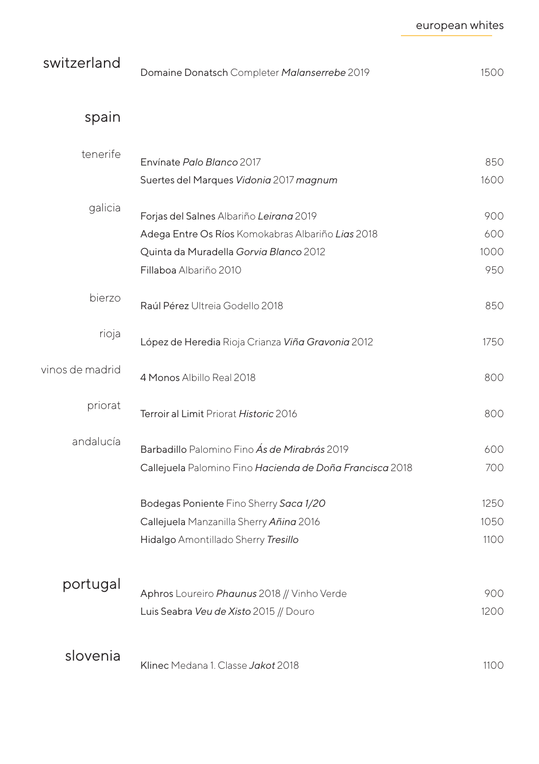## european whites

## switzerland

| | | |
|---|---|---|
| | **Domaine Donatsch** Completer *Malanserrebe* 2019 | 1500 |

## spain

| | | |
|---|---|---|
| tenerife | **Envínate** *Palo Blanco* 2017 | 850 |
| | **Suertes del Marques** *Vidonia* 2017 *magnum* | 1600 |
| galicia | **Forjas del Salnes** Albariño *Leirana* 2019 | 900 |
| | **Adega Entre Os Ríos** Komokabras Albariño *Lias* 2018 | 600 |
| | **Quinta da Muradella** *Gorvia Blanco* 2012 | 1000 |
| | **Fillaboa** Albariño 2010 | 950 |
| bierzo | **Raúl Pérez** Ultreia Godello 2018 | 850 |
| rioja | **López de Heredia** Rioja Crianza *Viña Gravonia* 2012 | 1750 |
| vinos de madrid | **4 Monos** Albillo Real 2018 | 800 |
| priorat | **Terroir al Limit** Priorat *Historic* 2016 | 800 |
| andalucía | **Barbadillo** Palomino Fino *Ás de Mirabrás* 2019 | 600 |
| | **Callejuela** Palomino Fino *Hacienda de Doña Francisca* 2018 | 700 |
| | **Bodegas Poniente** Fino Sherry *Saca 1/20* | 1250 |
| | **Callejuela** Manzanilla Sherry *Añina* 2016 | 1050 |
| | **Hidalgo** Amontillado Sherry *Tresillo* | 1100 |

## portugal

| | | |
|---|---|---|
| | **Aphros** Loureiro *Phaunus* 2018 // Vinho Verde | 900 |
| | **Luis Seabra** *Veu de Xisto* 2015 // Douro | 1200 |

## slovenia

| | | |
|---|---|---|
| | **Klinec** Medana 1. Classe *Jakot* 2018 | 1100 |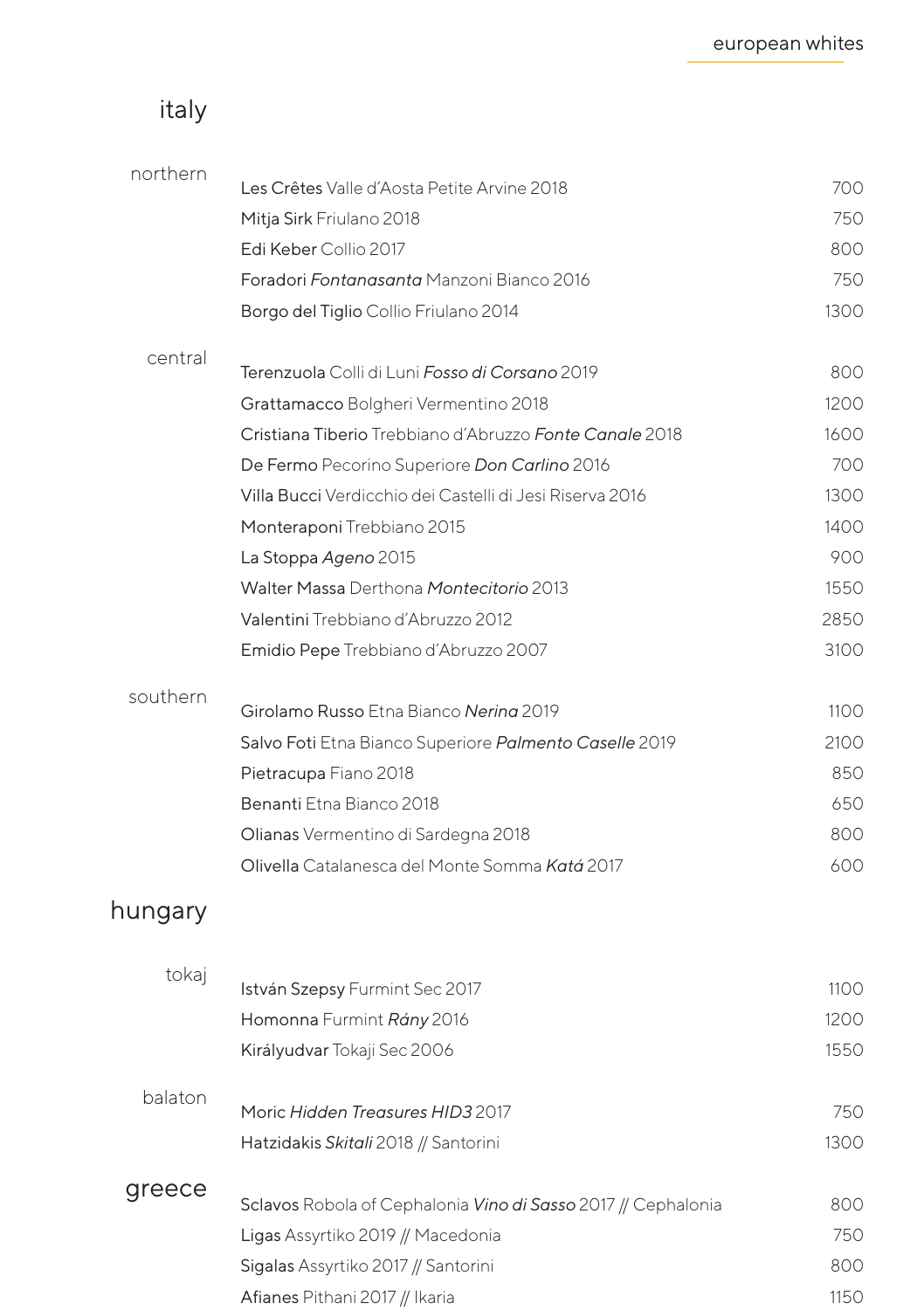## italy

### northern

| Wine | Price |
|---|---|
| Les Crêtes Valle d'Aosta Petite Arvine 2018 | 700 |
| Mitja Sirk Friulano 2018 | 750 |
| Edi Keber Collio 2017 | 800 |
| Foradori *Fontanasanta* Manzoni Bianco 2016 | 750 |
| Borgo del Tiglio Collio Friulano 2014 | 1300 |

### central

| Wine | Price |
|---|---|
| Terenzuola Colli di Luni *Fosso di Corsano* 2019 | 800 |
| Grattamacco Bolgheri Vermentino 2018 | 1200 |
| Cristiana Tiberio Trebbiano d'Abruzzo *Fonte Canale* 2018 | 1600 |
| De Fermo Pecorino Superiore *Don Carlino* 2016 | 700 |
| Villa Bucci Verdicchio dei Castelli di Jesi Riserva 2016 | 1300 |
| Monteraponi Trebbiano 2015 | 1400 |
| La Stoppa *Ageno* 2015 | 900 |
| Walter Massa Derthona *Montecitorio* 2013 | 1550 |
| Valentini Trebbiano d'Abruzzo 2012 | 2850 |
| Emidio Pepe Trebbiano d'Abruzzo 2007 | 3100 |

### southern

| Wine | Price |
|---|---|
| Girolamo Russo Etna Bianco *Nerina* 2019 | 1100 |
| Salvo Foti Etna Bianco Superiore *Palmento Caselle* 2019 | 2100 |
| Pietracupa Fiano 2018 | 850 |
| Benanti Etna Bianco 2018 | 650 |
| Olianas Vermentino di Sardegna 2018 | 800 |
| Olivella Catalanesca del Monte Somma *Katá* 2017 | 600 |

## hungary

### tokaj

| Wine | Price |
|---|---|
| István Szepsy Furmint Sec 2017 | 1100 |
| Homonna Furmint *Rány* 2016 | 1200 |
| Királyudvar Tokaji Sec 2006 | 1550 |

### balaton

| Wine | Price |
|---|---|
| Moric *Hidden Treasures HID3* 2017 | 750 |
| Hatzidakis *Skitali* 2018 // Santorini | 1300 |

## greece

| Wine | Price |
|---|---|
| Sclavos Robola of Cephalonia *Vino di Sasso* 2017 // Cephalonia | 800 |
| Ligas Assyrtiko 2019 // Macedonia | 750 |
| Sigalas Assyrtiko 2017 // Santorini | 800 |
| Afianes Pithani 2017 // Ikaria | 1150 |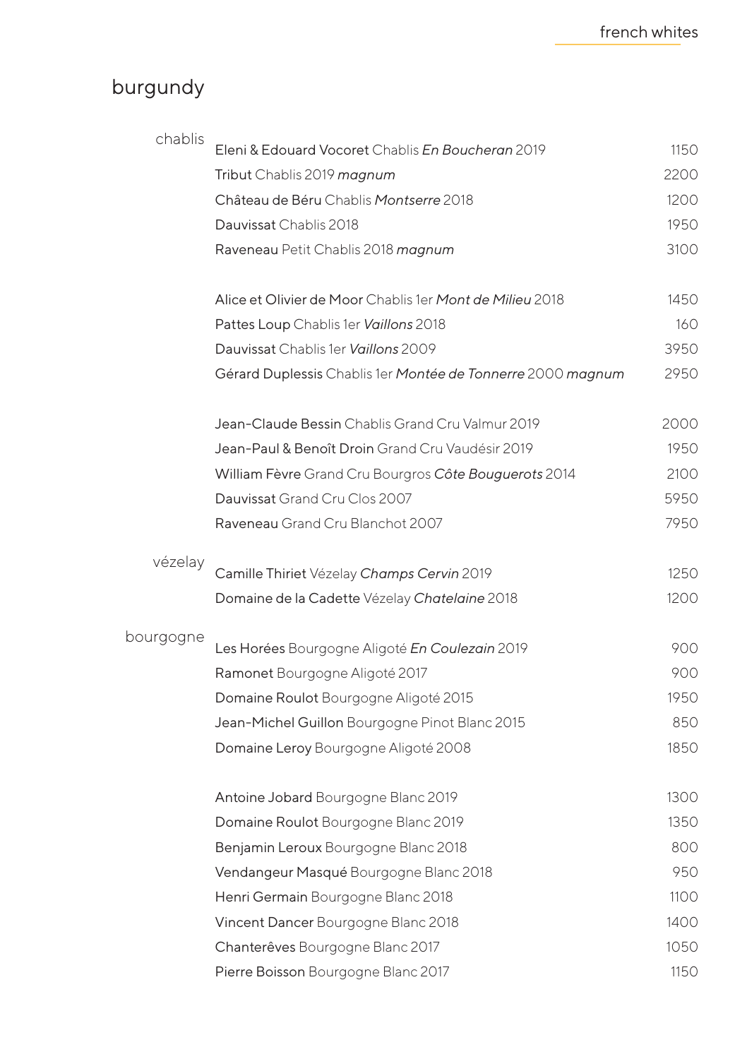# burgundy

| | | |
|---|---|---|
| chablis | **Eleni & Edouard Vocoret** Chablis *En Boucheran* 2019 | 1150 |
| | **Tribut** Chablis 2019 ***magnum*** | 2200 |
| | **Château de Béru** Chablis *Montserre* 2018 | 1200 |
| | **Dauvissat** Chablis 2018 | 1950 |
| | **Raveneau** Petit Chablis 2018 ***magnum*** | 3100 |
| | | |
| | **Alice et Olivier de Moor** Chablis 1er *Mont de Milieu* 2018 | 1450 |
| | **Pattes Loup** Chablis 1er *Vaillons* 2018 | 160 |
| | **Dauvissat** Chablis 1er *Vaillons* 2009 | 3950 |
| | **Gérard Duplessis** Chablis 1er *Montée de Tonnerre* 2000 ***magnum*** | 2950 |
| | | |
| | **Jean-Claude Bessin** Chablis Grand Cru Valmur 2019 | 2000 |
| | **Jean-Paul & Benoît Droin** Grand Cru Vaudésir 2019 | 1950 |
| | **William Fèvre** Grand Cru Bourgros *Côte Bouguerots* 2014 | 2100 |
| | **Dauvissat** Grand Cru Clos 2007 | 5950 |
| | **Raveneau** Grand Cru Blanchot 2007 | 7950 |
| vézelay | **Camille Thiriet** Vézelay *Champs Cervin* 2019 | 1250 |
| | **Domaine de la Cadette** Vézelay *Chatelaine* 2018 | 1200 |
| bourgogne | **Les Horées** Bourgogne Aligoté *En Coulezain* 2019 | 900 |
| | **Ramonet** Bourgogne Aligoté 2017 | 900 |
| | **Domaine Roulot** Bourgogne Aligoté 2015 | 1950 |
| | **Jean-Michel Guillon** Bourgogne Pinot Blanc 2015 | 850 |
| | **Domaine Leroy** Bourgogne Aligoté 2008 | 1850 |
| | | |
| | **Antoine Jobard** Bourgogne Blanc 2019 | 1300 |
| | **Domaine Roulot** Bourgogne Blanc 2019 | 1350 |
| | **Benjamin Leroux** Bourgogne Blanc 2018 | 800 |
| | **Vendangeur Masqué** Bourgogne Blanc 2018 | 950 |
| | **Henri Germain** Bourgogne Blanc 2018 | 1100 |
| | **Vincent Dancer** Bourgogne Blanc 2018 | 1400 |
| | **Chanterêves** Bourgogne Blanc 2017 | 1050 |
| | **Pierre Boisson** Bourgogne Blanc 2017 | 1150 |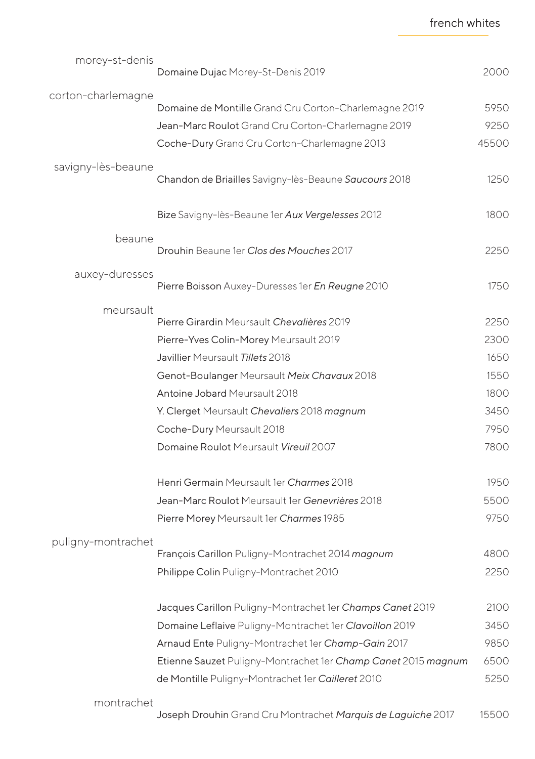## french whites

### morey-st-denis

| | |
|---|---|
| **Domaine Dujac** Morey-St-Denis 2019 | 2000 |

### corton-charlemagne

| | |
|---|---|
| **Domaine de Montille** Grand Cru Corton-Charlemagne 2019 | 5950 |
| **Jean-Marc Roulot** Grand Cru Corton-Charlemagne 2019 | 9250 |
| **Coche-Dury** Grand Cru Corton-Charlemagne 2013 | 45500 |

### savigny-lès-beaune

| | |
|---|---|
| **Chandon de Briailles** Savigny-lès-Beaune *Saucours* 2018 | 1250 |
| | |
| **Bize** Savigny-lès-Beaune 1er *Aux Vergelesses* 2012 | 1800 |

### beaune

| | |
|---|---|
| **Drouhin** Beaune 1er *Clos des Mouches* 2017 | 2250 |

### auxey-duresses

| | |
|---|---|
| **Pierre Boisson** Auxey-Duresses 1er *En Reugne* 2010 | 1750 |

### meursault

| | |
|---|---|
| **Pierre Girardin** Meursault *Chevalières* 2019 | 2250 |
| **Pierre-Yves Colin-Morey** Meursault 2019 | 2300 |
| **Javillier** Meursault *Tillets* 2018 | 1650 |
| **Genot-Boulanger** Meursault *Meix Chavaux* 2018 | 1550 |
| **Antoine Jobard** Meursault 2018 | 1800 |
| **Y. Clerget** Meursault *Chevaliers* 2018 *magnum* | 3450 |
| **Coche-Dury** Meursault 2018 | 7950 |
| **Domaine Roulot** Meursault *Vireuil* 2007 | 7800 |
| | |
| **Henri Germain** Meursault 1er *Charmes* 2018 | 1950 |
| **Jean-Marc Roulot** Meursault 1er *Genevrières* 2018 | 5500 |
| **Pierre Morey** Meursault 1er *Charmes* 1985 | 9750 |

### puligny-montrachet

| | |
|---|---|
| **François Carillon** Puligny-Montrachet 2014 *magnum* | 4800 |
| **Philippe Colin** Puligny-Montrachet 2010 | 2250 |
| | |
| **Jacques Carillon** Puligny-Montrachet 1er *Champs Canet* 2019 | 2100 |
| **Domaine Leflaive** Puligny-Montrachet 1er *Clavoillon* 2019 | 3450 |
| **Arnaud Ente** Puligny-Montrachet 1er *Champ-Gain* 2017 | 9850 |
| **Etienne Sauzet** Puligny-Montrachet 1er *Champ Canet* 2015 *magnum* | 6500 |
| **de Montille** Puligny-Montrachet 1er *Cailleret* 2010 | 5250 |

### montrachet

| | |
|---|---|
| **Joseph Drouhin** Grand Cru Montrachet *Marquis de Laguiche* 2017 | 15500 |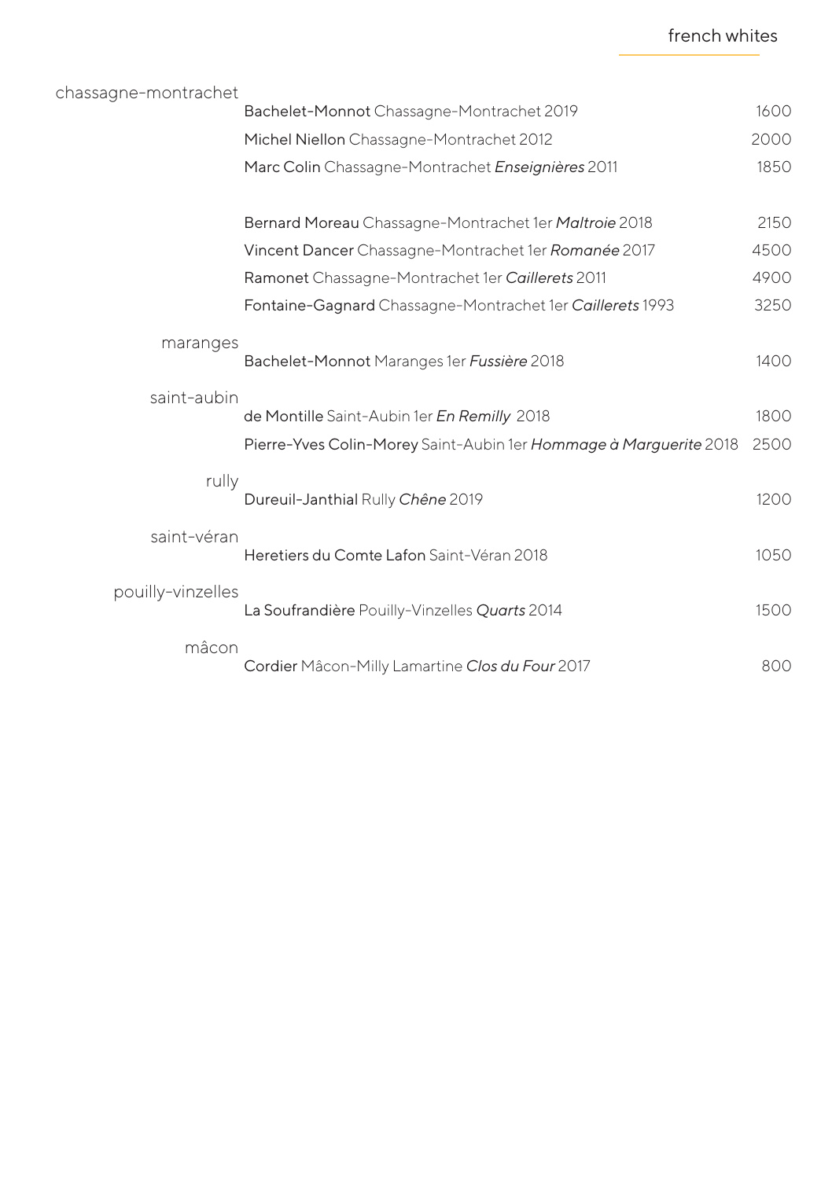## french whites

### chassagne-montrachet

| Wine | Price |
|---|---|
| **Bachelet-Monnot** Chassagne-Montrachet 2019 | 1600 |
| **Michel Niellon** Chassagne-Montrachet 2012 | 2000 |
| **Marc Colin** Chassagne-Montrachet *Enseignières* 2011 | 1850 |
| | |
| **Bernard Moreau** Chassagne-Montrachet 1er *Maltroie* 2018 | 2150 |
| **Vincent Dancer** Chassagne-Montrachet 1er *Romanée* 2017 | 4500 |
| **Ramonet** Chassagne-Montrachet 1er *Caillerets* 2011 | 4900 |
| **Fontaine-Gagnard** Chassagne-Montrachet 1er *Caillerets* 1993 | 3250 |

### maranges

| Wine | Price |
|---|---|
| **Bachelet-Monnot** Maranges 1er *Fussière* 2018 | 1400 |

### saint-aubin

| Wine | Price |
|---|---|
| **de Montille** Saint-Aubin 1er *En Remilly* 2018 | 1800 |
| **Pierre-Yves Colin-Morey** Saint-Aubin 1er *Hommage à Marguerite* 2018 | 2500 |

### rully

| Wine | Price |
|---|---|
| **Dureuil-Janthial** Rully *Chêne* 2019 | 1200 |

### saint-véran

| Wine | Price |
|---|---|
| **Heretiers du Comte Lafon** Saint-Véran 2018 | 1050 |

### pouilly-vinzelles

| Wine | Price |
|---|---|
| **La Soufrandière** Pouilly-Vinzelles *Quarts* 2014 | 1500 |

### mâcon

| Wine | Price |
|---|---|
| **Cordier** Mâcon-Milly Lamartine *Clos du Four* 2017 | 800 |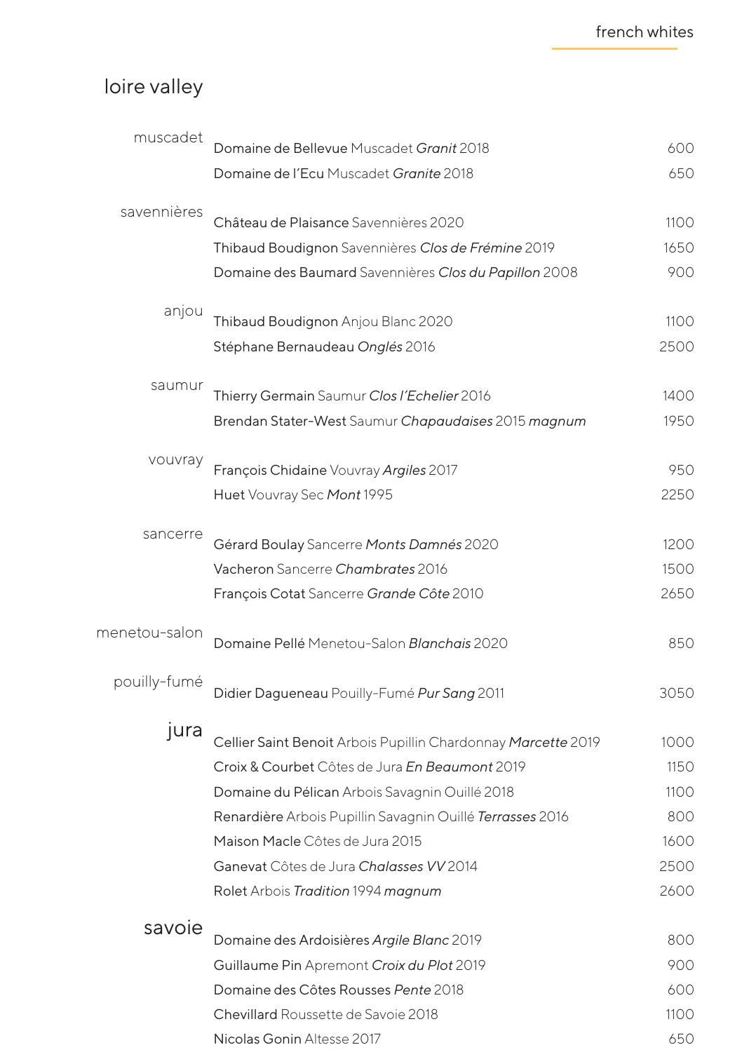## french whites

# loire valley

### muscadet

| | |
|---|---|
| **Domaine de Bellevue** Muscadet ***Granit*** 2018 | 600 |
| **Domaine de l'Ecu** Muscadet ***Granite*** 2018 | 650 |

### savennières

| | |
|---|---|
| **Château de Plaisance** Savennières 2020 | 1100 |
| **Thibaud Boudignon** Savennières ***Clos de Frémine*** 2019 | 1650 |
| **Domaine des Baumard** Savennières ***Clos du Papillon*** 2008 | 900 |

### anjou

| | |
|---|---|
| **Thibaud Boudignon** Anjou Blanc 2020 | 1100 |
| **Stéphane Bernaudeau** ***Onglés*** 2016 | 2500 |

### saumur

| | |
|---|---|
| **Thierry Germain** Saumur ***Clos l'Echelier*** 2016 | 1400 |
| **Brendan Stater-West** Saumur ***Chapaudaises*** 2015 ***magnum*** | 1950 |

### vouvray

| | |
|---|---|
| **François Chidaine** Vouvray ***Argiles*** 2017 | 950 |
| **Huet** Vouvray Sec ***Mont*** 1995 | 2250 |

### sancerre

| | |
|---|---|
| **Gérard Boulay** Sancerre ***Monts Damnés*** 2020 | 1200 |
| **Vacheron** Sancerre ***Chambrates*** 2016 | 1500 |
| **François Cotat** Sancerre ***Grande Côte*** 2010 | 2650 |

### menetou-salon

| | |
|---|---|
| **Domaine Pellé** Menetou-Salon ***Blanchais*** 2020 | 850 |

### pouilly-fumé

| | |
|---|---|
| **Didier Dagueneau** Pouilly-Fumé ***Pur Sang*** 2011 | 3050 |

# jura

| | |
|---|---|
| **Cellier Saint Benoit** Arbois Pupillin Chardonnay ***Marcette*** 2019 | 1000 |
| **Croix & Courbet** Côtes de Jura ***En Beaumont*** 2019 | 1150 |
| **Domaine du Pélican** Arbois Savagnin Ouillé 2018 | 1100 |
| **Renardière** Arbois Pupillin Savagnin Ouillé ***Terrasses*** 2016 | 800 |
| **Maison Macle** Côtes de Jura 2015 | 1600 |
| **Ganevat** Côtes de Jura ***Chalasses VV*** 2014 | 2500 |
| **Rolet** Arbois ***Tradition*** 1994 ***magnum*** | 2600 |

# savoie

| | |
|---|---|
| **Domaine des Ardoisières** ***Argile Blanc*** 2019 | 800 |
| **Guillaume Pin** Apremont ***Croix du Plot*** 2019 | 900 |
| **Domaine des Côtes Rousses** ***Pente*** 2018 | 600 |
| **Chevillard** Roussette de Savoie 2018 | 1100 |
| **Nicolas Gonin** Altesse 2017 | 650 |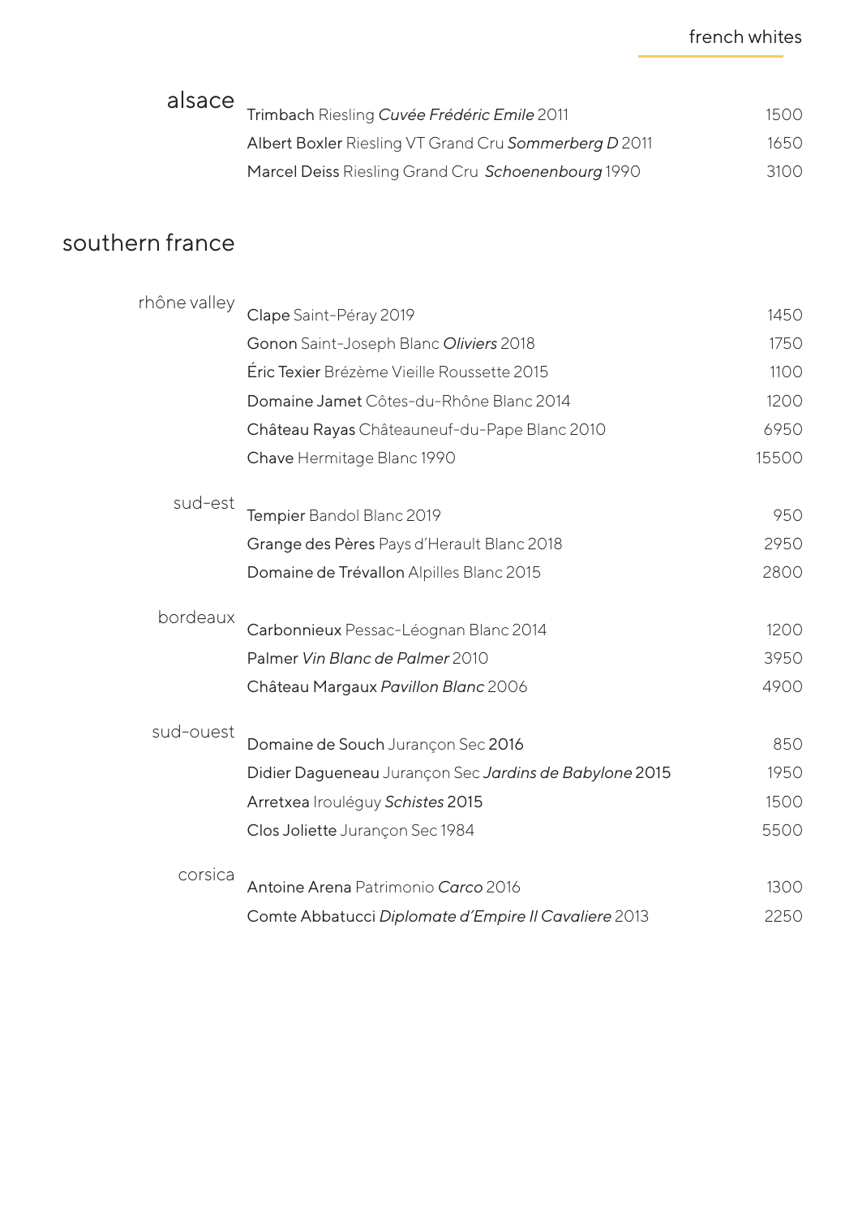# french whites

## alsace

| Wine | Price |
|---|---|
| **Trimbach** Riesling *Cuvée Frédéric Emile* 2011 | 1500 |
| **Albert Boxler** Riesling VT Grand Cru *Sommerberg D* 2011 | 1650 |
| **Marcel Deiss** Riesling Grand Cru *Schoenenbourg* 1990 | 3100 |

## southern france

### rhône valley

| Wine | Price |
|---|---|
| **Clape** Saint-Péray 2019 | 1450 |
| **Gonon** Saint-Joseph Blanc *Oliviers* 2018 | 1750 |
| **Éric Texier** Brézème Vieille Roussette 2015 | 1100 |
| **Domaine Jamet** Côtes-du-Rhône Blanc 2014 | 1200 |
| **Château Rayas** Châteauneuf-du-Pape Blanc 2010 | 6950 |
| **Chave** Hermitage Blanc 1990 | 15500 |

### sud-est

| Wine | Price |
|---|---|
| **Tempier** Bandol Blanc 2019 | 950 |
| **Grange des Pères** Pays d'Herault Blanc 2018 | 2950 |
| **Domaine de Trévallon** Alpilles Blanc 2015 | 2800 |

### bordeaux

| Wine | Price |
|---|---|
| **Carbonnieux** Pessac-Léognan Blanc 2014 | 1200 |
| **Palmer** *Vin Blanc de Palmer* 2010 | 3950 |
| **Château Margaux** *Pavillon Blanc* 2006 | 4900 |

### sud-ouest

| Wine | Price |
|---|---|
| **Domaine de Souch** Jurançon Sec **2016** | 850 |
| **Didier Dagueneau** Jurançon Sec *Jardins de Babylone* **2015** | 1950 |
| **Arretxea** Irouléguy *Schistes* **2015** | 1500 |
| **Clos Joliette** Jurançon Sec 1984 | 5500 |

### corsica

| Wine | Price |
|---|---|
| **Antoine Arena** Patrimonio *Carco* 2016 | 1300 |
| **Comte Abbatucci** *Diplomate d'Empire II Cavaliere* 2013 | 2250 |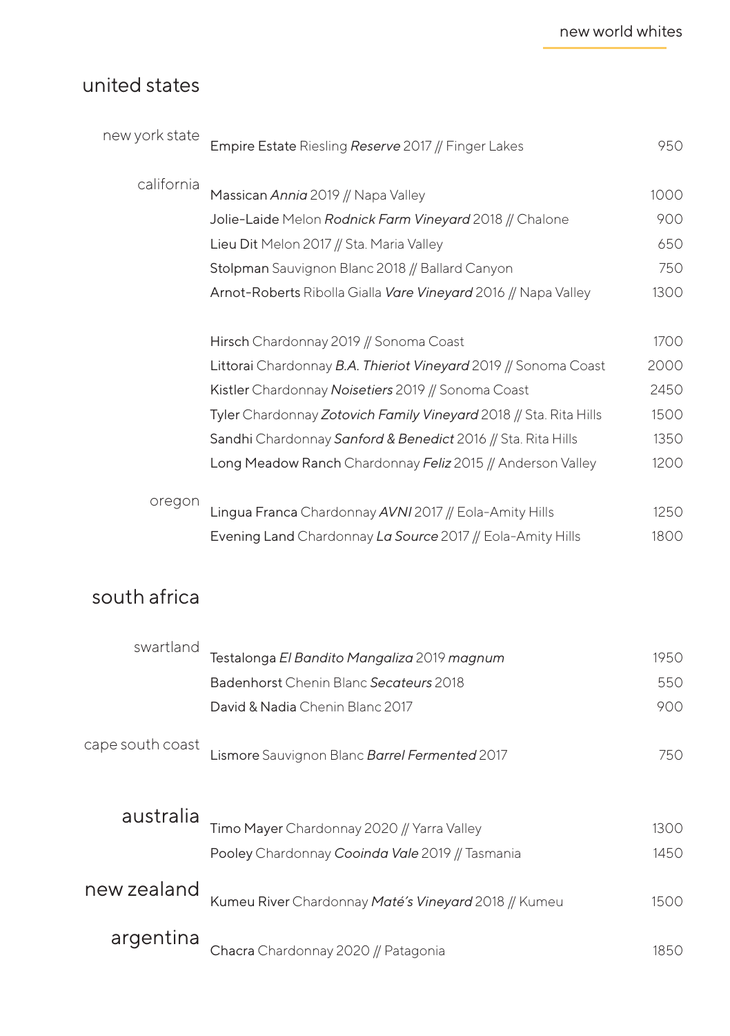## new world whites

# united states

### new york state

Empire Estate Riesling *Reserve* 2017 // Finger Lakes 950

### california

Massican *Annia* 2019 // Napa Valley 1000
Jolie-Laide Melon *Rodnick Farm Vineyard* 2018 // Chalone 900
Lieu Dit Melon 2017 // Sta. Maria Valley 650
Stolpman Sauvignon Blanc 2018 // Ballard Canyon 750
Arnot-Roberts Ribolla Gialla *Vare Vineyard* 2016 // Napa Valley 1300

Hirsch Chardonnay 2019 // Sonoma Coast 1700
Littorai Chardonnay *B.A. Thieriot Vineyard* 2019 // Sonoma Coast 2000
Kistler Chardonnay *Noisetiers* 2019 // Sonoma Coast 2450
Tyler Chardonnay *Zotovich Family Vineyard* 2018 // Sta. Rita Hills 1500
Sandhi Chardonnay *Sanford & Benedict* 2016 // Sta. Rita Hills 1350
Long Meadow Ranch Chardonnay *Feliz* 2015 // Anderson Valley 1200

### oregon

Lingua Franca Chardonnay *AVNI* 2017 // Eola-Amity Hills 1250
Evening Land Chardonnay *La Source* 2017 // Eola-Amity Hills 1800

# south africa

### swartland

Testalonga *El Bandito Mangaliza* 2019 *magnum* 1950
Badenhorst Chenin Blanc *Secateurs* 2018 550
David & Nadia Chenin Blanc 2017 900

### cape south coast

Lismore Sauvignon Blanc *Barrel Fermented* 2017 750

# australia

Timo Mayer Chardonnay 2020 // Yarra Valley 1300
Pooley Chardonnay *Cooinda Vale* 2019 // Tasmania 1450

# new zealand

Kumeu River Chardonnay *Maté's Vineyard* 2018 // Kumeu 1500

# argentina

Chacra Chardonnay 2020 // Patagonia 1850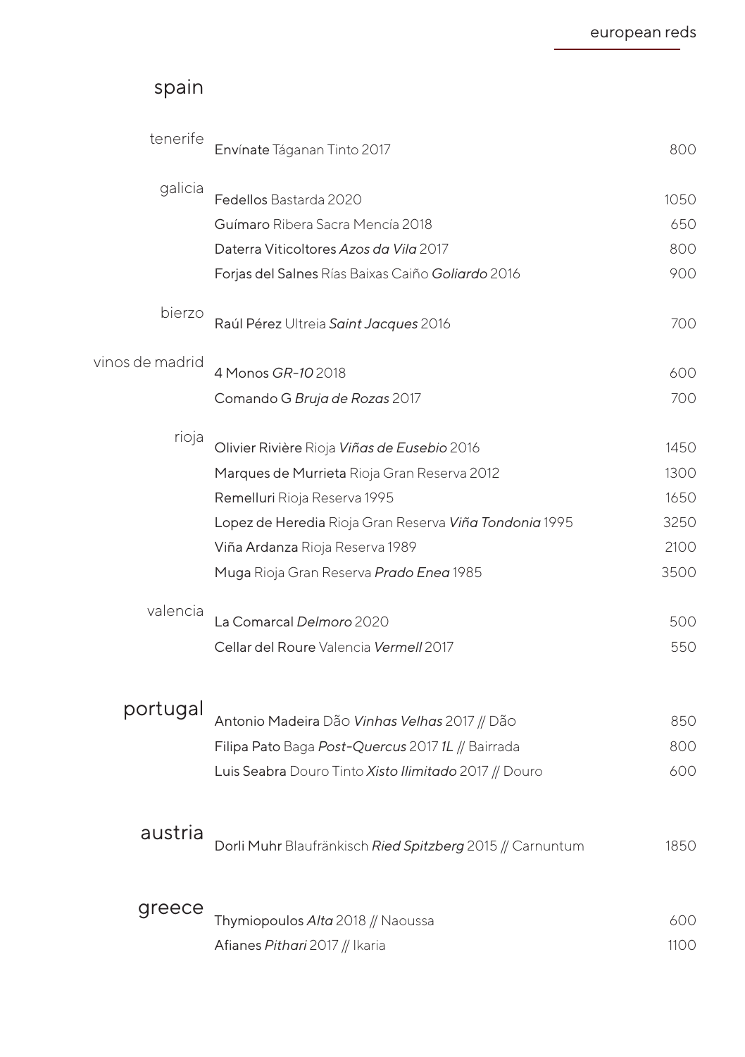# european reds

## spain

| | | |
|---|---|---|
| tenerife | **Envínate** Táganan Tinto 2017 | 800 |
| galicia | **Fedellos** Bastarda 2020 | 1050 |
| | **Guímaro** Ribera Sacra Mencía 2018 | 650 |
| | **Daterra Viticoltores** *Azos da Vila* 2017 | 800 |
| | **Forjas del Salnes** Rías Baixas Caiño *Goliardo* 2016 | 900 |
| bierzo | **Raúl Pérez** Ultreia *Saint Jacques* 2016 | 700 |
| vinos de madrid | **4 Monos** *GR-10* 2018 | 600 |
| | **Comando G** *Bruja de Rozas* 2017 | 700 |
| rioja | **Olivier Rivière** Rioja *Viñas de Eusebio* 2016 | 1450 |
| | **Marques de Murrieta** Rioja Gran Reserva 2012 | 1300 |
| | **Remelluri** Rioja Reserva 1995 | 1650 |
| | **Lopez de Heredia** Rioja Gran Reserva *Viña Tondonia* 1995 | 3250 |
| | **Viña Ardanza** Rioja Reserva 1989 | 2100 |
| | **Muga** Rioja Gran Reserva *Prado Enea* 1985 | 3500 |
| valencia | **La Comarcal** *Delmoro* 2020 | 500 |
| | **Cellar del Roure** Valencia *Vermell* 2017 | 550 |

## portugal

| | |
|---|---|
| **Antonio Madeira** Dão *Vinhas Velhas* 2017 // Dão | 850 |
| **Filipa Pato** Baga *Post-Quercus* 2017 *1L* // Bairrada | 800 |
| **Luis Seabra** Douro Tinto *Xisto Ilimitado* 2017 // Douro | 600 |

## austria

| | |
|---|---|
| **Dorli Muhr** Blaufränkisch *Ried Spitzberg* 2015 // Carnuntum | 1850 |

## greece

| | |
|---|---|
| **Thymiopoulos** *Alta* 2018 // Naoussa | 600 |
| **Afianes** *Pithari* 2017 // Ikaria | 1100 |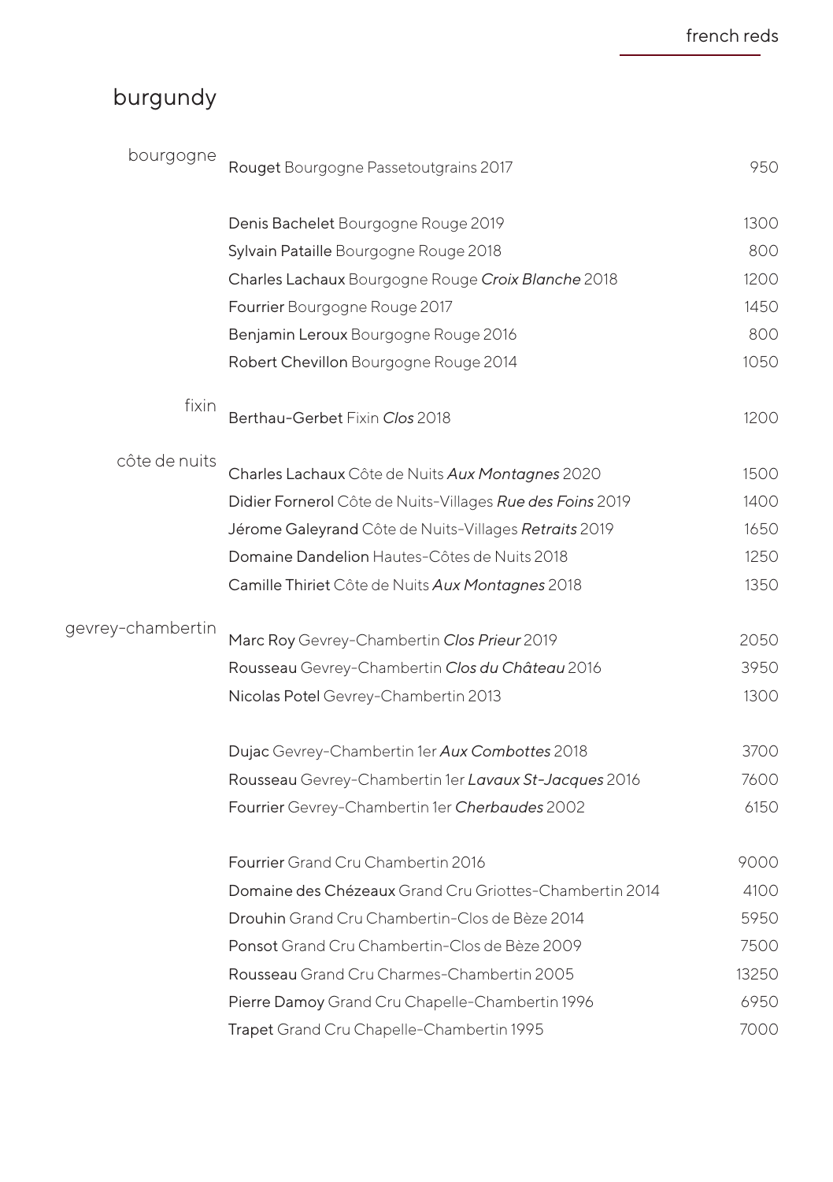## burgundy

| | | |
|---|---|---|
| bourgogne | **Rouget** Bourgogne Passetoutgrains 2017 | 950 |
| | | |
| | **Denis Bachelet** Bourgogne Rouge 2019 | 1300 |
| | **Sylvain Pataille** Bourgogne Rouge 2018 | 800 |
| | **Charles Lachaux** Bourgogne Rouge *Croix Blanche* 2018 | 1200 |
| | **Fourrier** Bourgogne Rouge 2017 | 1450 |
| | **Benjamin Leroux** Bourgogne Rouge 2016 | 800 |
| | **Robert Chevillon** Bourgogne Rouge 2014 | 1050 |
| fixin | **Berthau-Gerbet** Fixin *Clos* 2018 | 1200 |
| côte de nuits | **Charles Lachaux** Côte de Nuits *Aux Montagnes* 2020 | 1500 |
| | **Didier Fornerol** Côte de Nuits-Villages *Rue des Foins* 2019 | 1400 |
| | **Jérome Galeyrand** Côte de Nuits-Villages *Retraits* 2019 | 1650 |
| | **Domaine Dandelion** Hautes-Côtes de Nuits 2018 | 1250 |
| | **Camille Thiriet** Côte de Nuits *Aux Montagnes* 2018 | 1350 |
| gevrey-chambertin | **Marc Roy** Gevrey-Chambertin *Clos Prieur* 2019 | 2050 |
| | **Rousseau** Gevrey-Chambertin *Clos du Château* 2016 | 3950 |
| | **Nicolas Potel** Gevrey-Chambertin 2013 | 1300 |
| | | |
| | **Dujac** Gevrey-Chambertin 1er *Aux Combottes* 2018 | 3700 |
| | **Rousseau** Gevrey-Chambertin 1er *Lavaux St-Jacques* 2016 | 7600 |
| | **Fourrier** Gevrey-Chambertin 1er *Cherbaudes* 2002 | 6150 |
| | | |
| | **Fourrier** Grand Cru Chambertin 2016 | 9000 |
| | **Domaine des Chézeaux** Grand Cru Griottes-Chambertin 2014 | 4100 |
| | **Drouhin** Grand Cru Chambertin-Clos de Bèze 2014 | 5950 |
| | **Ponsot** Grand Cru Chambertin-Clos de Bèze 2009 | 7500 |
| | **Rousseau** Grand Cru Charmes-Chambertin 2005 | 13250 |
| | **Pierre Damoy** Grand Cru Chapelle-Chambertin 1996 | 6950 |
| | **Trapet** Grand Cru Chapelle-Chambertin 1995 | 7000 |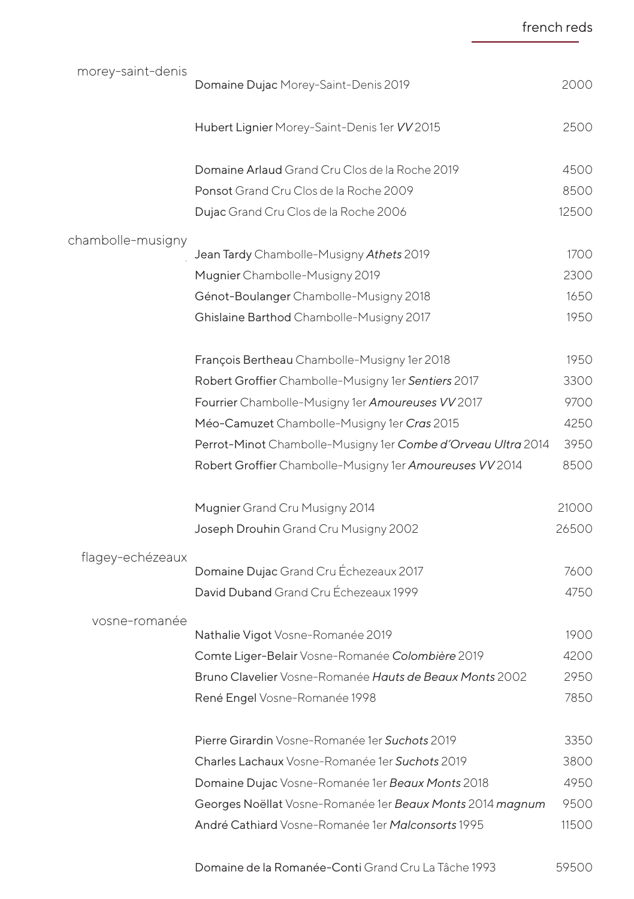## french reds

| | | |
|---|---|---|
| morey-saint-denis | **Domaine Dujac** Morey-Saint-Denis 2019 | 2000 |
| | **Hubert Lignier** Morey-Saint-Denis 1er *VV* 2015 | 2500 |
| | **Domaine Arlaud** Grand Cru Clos de la Roche 2019 | 4500 |
| | **Ponsot** Grand Cru Clos de la Roche 2009 | 8500 |
| | **Dujac** Grand Cru Clos de la Roche 2006 | 12500 |
| chambolle-musigny | **Jean Tardy** Chambolle-Musigny *Athets* 2019 | 1700 |
| | **Mugnier** Chambolle-Musigny 2019 | 2300 |
| | **Génot-Boulanger** Chambolle-Musigny 2018 | 1650 |
| | **Ghislaine Barthod** Chambolle-Musigny 2017 | 1950 |
| | **François Bertheau** Chambolle-Musigny 1er 2018 | 1950 |
| | **Robert Groffier** Chambolle-Musigny 1er *Sentiers* 2017 | 3300 |
| | **Fourrier** Chambolle-Musigny 1er *Amoureuses VV* 2017 | 9700 |
| | **Méo-Camuzet** Chambolle-Musigny 1er *Cras* 2015 | 4250 |
| | **Perrot-Minot** Chambolle-Musigny 1er *Combe d'Orveau Ultra* 2014 | 3950 |
| | **Robert Groffier** Chambolle-Musigny 1er *Amoureuses VV* 2014 | 8500 |
| | **Mugnier** Grand Cru Musigny 2014 | 21000 |
| | **Joseph Drouhin** Grand Cru Musigny 2002 | 26500 |
| flagey-echézeaux | **Domaine Dujac** Grand Cru Échezeaux 2017 | 7600 |
| | **David Duband** Grand Cru Échezeaux 1999 | 4750 |
| vosne-romanée | **Nathalie Vigot** Vosne-Romanée 2019 | 1900 |
| | **Comte Liger-Belair** Vosne-Romanée *Colombière* 2019 | 4200 |
| | **Bruno Clavelier** Vosne-Romanée *Hauts de Beaux Monts* 2002 | 2950 |
| | **René Engel** Vosne-Romanée 1998 | 7850 |
| | **Pierre Girardin** Vosne-Romanée 1er *Suchots* 2019 | 3350 |
| | **Charles Lachaux** Vosne-Romanée 1er *Suchots* 2019 | 3800 |
| | **Domaine Dujac** Vosne-Romanée 1er *Beaux Monts* 2018 | 4950 |
| | **Georges Noëllat** Vosne-Romanée 1er *Beaux Monts* 2014 *magnum* | 9500 |
| | **André Cathiard** Vosne-Romanée 1er *Malconsorts* 1995 | 11500 |
| | **Domaine de la Romanée-Conti** Grand Cru La Tâche 1993 | 59500 |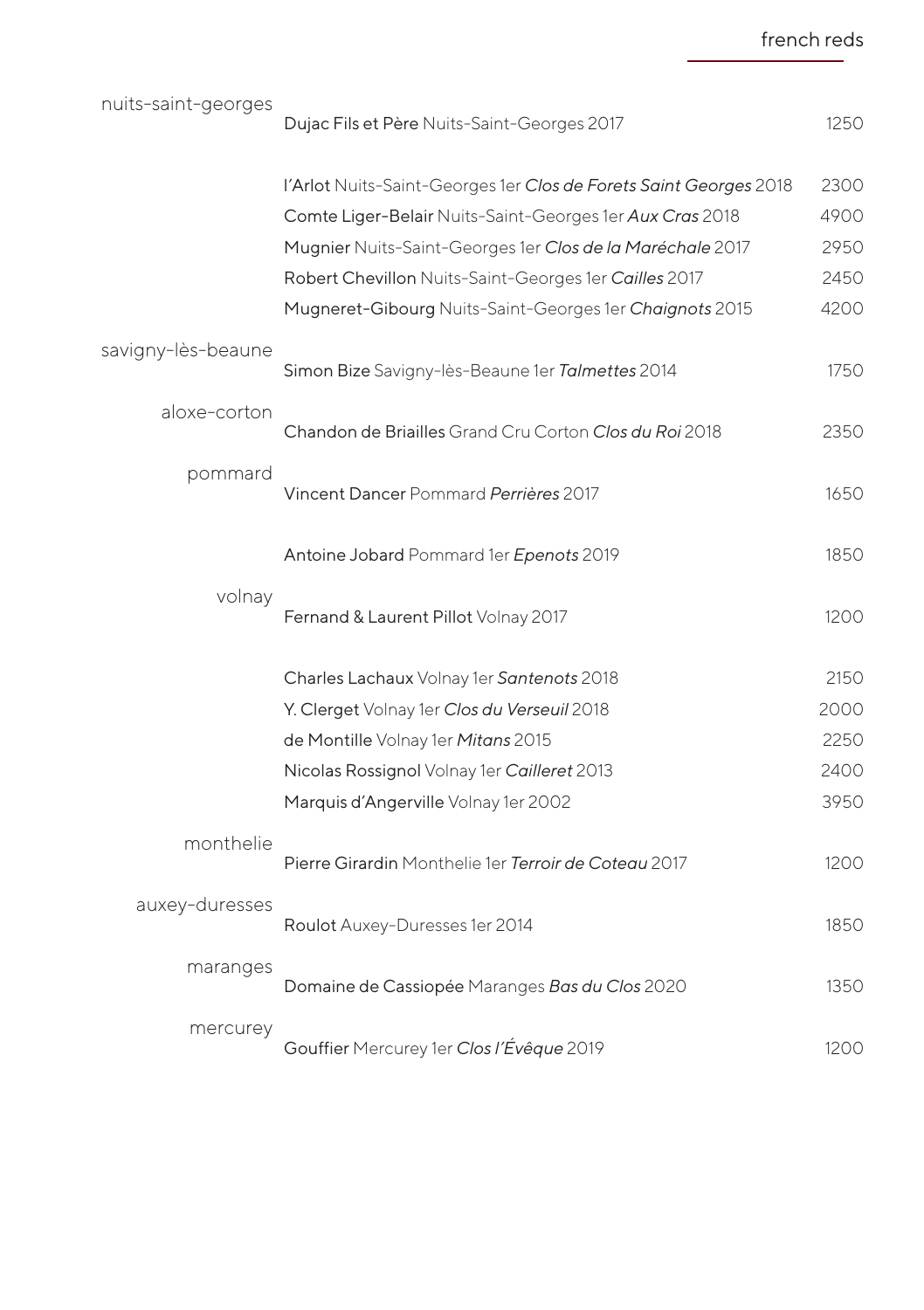## french reds

| | | |
|---|---|---|
| nuits-saint-georges | **Dujac Fils et Père** Nuits-Saint-Georges 2017 | 1250 |
| | **l'Arlot** Nuits-Saint-Georges 1er *Clos de Forets Saint Georges* 2018 | 2300 |
| | **Comte Liger-Belair** Nuits-Saint-Georges 1er *Aux Cras* 2018 | 4900 |
| | **Mugnier** Nuits-Saint-Georges 1er *Clos de la Maréchale* 2017 | 2950 |
| | **Robert Chevillon** Nuits-Saint-Georges 1er *Cailles* 2017 | 2450 |
| | **Mugneret-Gibourg** Nuits-Saint-Georges 1er *Chaignots* 2015 | 4200 |
| savigny-lès-beaune | **Simon Bize** Savigny-lès-Beaune 1er *Talmettes* 2014 | 1750 |
| aloxe-corton | **Chandon de Briailles** Grand Cru Corton *Clos du Roi* 2018 | 2350 |
| pommard | **Vincent Dancer** Pommard *Perrières* 2017 | 1650 |
| | **Antoine Jobard** Pommard 1er *Epenots* 2019 | 1850 |
| volnay | **Fernand & Laurent Pillot** Volnay 2017 | 1200 |
| | **Charles Lachaux** Volnay 1er *Santenots* 2018 | 2150 |
| | **Y. Clerget** Volnay 1er *Clos du Verseuil* 2018 | 2000 |
| | **de Montille** Volnay 1er *Mitans* 2015 | 2250 |
| | **Nicolas Rossignol** Volnay 1er *Cailleret* 2013 | 2400 |
| | **Marquis d'Angerville** Volnay 1er 2002 | 3950 |
| monthelie | **Pierre Girardin** Monthelie 1er *Terroir de Coteau* 2017 | 1200 |
| auxey-duresses | **Roulot** Auxey-Duresses 1er 2014 | 1850 |
| maranges | **Domaine de Cassiopée** Maranges *Bas du Clos* 2020 | 1350 |
| mercurey | **Gouffier** Mercurey 1er *Clos l'Évêque* 2019 | 1200 |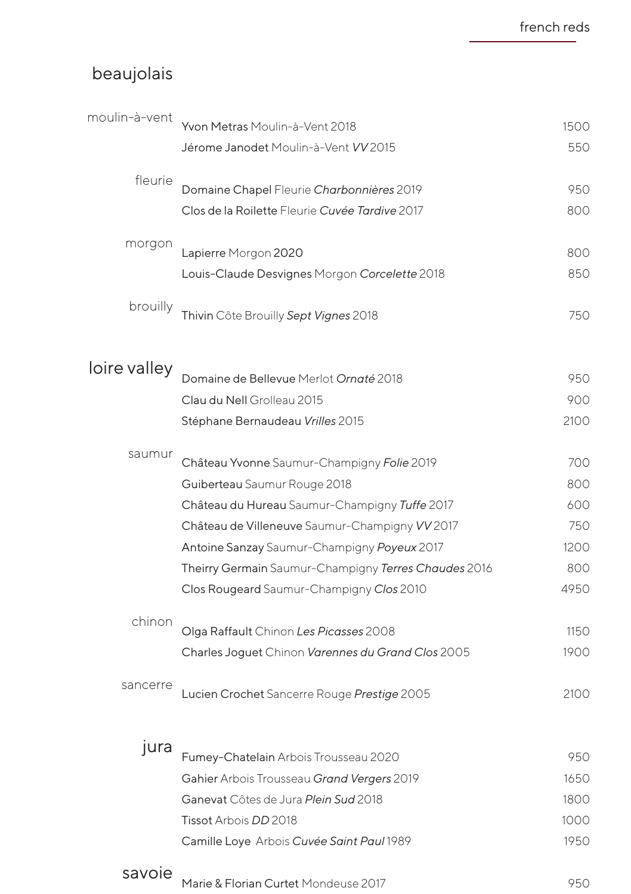## beaujolais

### moulin-à-vent

| | |
|---|---|
| **Yvon Metras** Moulin-à-Vent 2018 | 1500 |
| **Jérome Janodet** Moulin-à-Vent *VV* 2015 | 550 |

### fleurie

| | |
|---|---|
| **Domaine Chapel** Fleurie *Charbonnières* 2019 | 950 |
| **Clos de la Roilette** Fleurie *Cuvée Tardive* 2017 | 800 |

### morgon

| | |
|---|---|
| **Lapierre** Morgon **2020** | 800 |
| **Louis-Claude Desvignes** Morgon *Corcelette* 2018 | 850 |

### brouilly

| | |
|---|---|
| **Thivin** Côte Brouilly *Sept Vignes* 2018 | 750 |

## loire valley

| | |
|---|---|
| **Domaine de Bellevue** Merlot *Ornaté* 2018 | 950 |
| **Clau du Nell** Grolleau 2015 | 900 |
| **Stéphane Bernaudeau** *Vrilles* 2015 | 2100 |

### saumur

| | |
|---|---|
| **Château Yvonne** Saumur-Champigny *Folie* 2019 | 700 |
| **Guiberteau** Saumur Rouge 2018 | 800 |
| **Château du Hureau** Saumur-Champigny *Tuffe* 2017 | 600 |
| **Château de Villeneuve** Saumur-Champigny *VV* 2017 | 750 |
| **Antoine Sanzay** Saumur-Champigny *Poyeux* 2017 | 1200 |
| **Theirry Germain** Saumur-Champigny *Terres Chaudes* 2016 | 800 |
| **Clos Rougeard** Saumur-Champigny *Clos* 2010 | 4950 |

### chinon

| | |
|---|---|
| **Olga Raffault** Chinon *Les Picasses* 2008 | 1150 |
| **Charles Joguet** Chinon *Varennes du Grand Clos* 2005 | 1900 |

### sancerre

| | |
|---|---|
| **Lucien Crochet** Sancerre Rouge *Prestige* 2005 | 2100 |

## jura

| | |
|---|---|
| **Fumey-Chatelain** Arbois Trousseau 2020 | 950 |
| **Gahier** Arbois Trousseau *Grand Vergers* 2019 | 1650 |
| **Ganevat** Côtes de Jura *Plein Sud* 2018 | 1800 |
| **Tissot** Arbois *DD* 2018 | 1000 |
| **Camille Loye** Arbois *Cuvée Saint Paul* 1989 | 1950 |

## savoie

| | |
|---|---|
| **Marie & Florian Curtet** Mondeuse 2017 | 950 |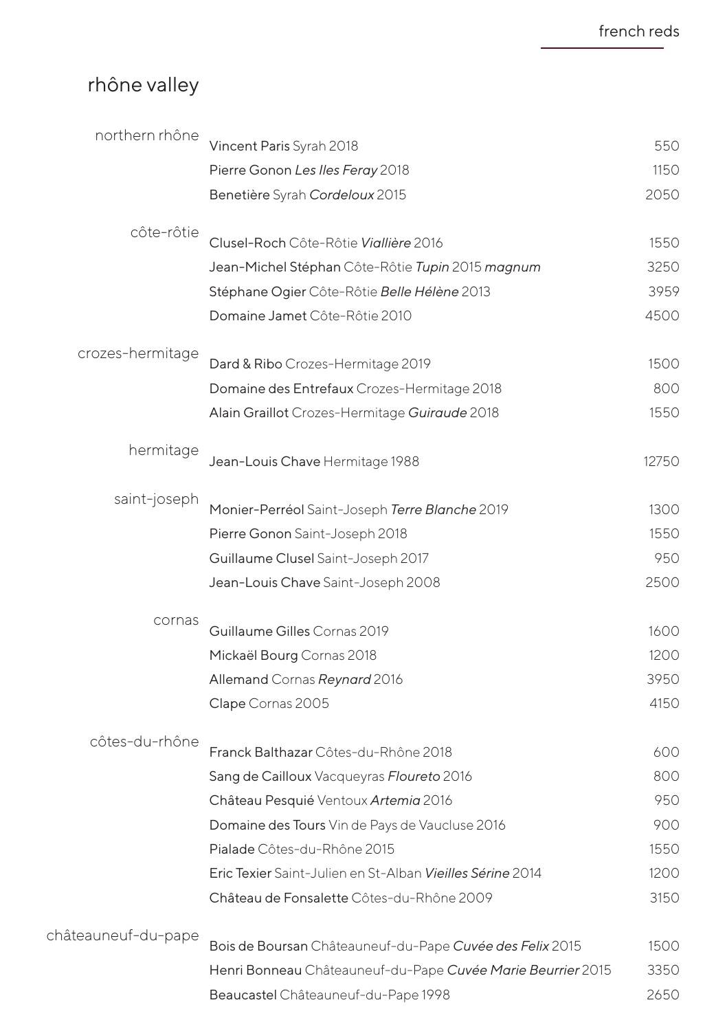## rhône valley

| | | |
|---|---|---|
| northern rhône | **Vincent Paris** Syrah 2018 | 550 |
| | **Pierre Gonon** *Les Iles Feray* 2018 | 1150 |
| | **Benetière** Syrah *Cordeloux* 2015 | 2050 |
| côte-rôtie | **Clusel-Roch** Côte-Rôtie *Viallière* 2016 | 1550 |
| | **Jean-Michel Stéphan** Côte-Rôtie *Tupin* 2015 *magnum* | 3250 |
| | **Stéphane Ogier** Côte-Rôtie *Belle Hélène* 2013 | 3959 |
| | **Domaine Jamet** Côte-Rôtie 2010 | 4500 |
| crozes-hermitage | **Dard & Ribo** Crozes-Hermitage 2019 | 1500 |
| | **Domaine des Entrefaux** Crozes-Hermitage 2018 | 800 |
| | **Alain Graillot** Crozes-Hermitage *Guiraude* 2018 | 1550 |
| hermitage | **Jean-Louis Chave** Hermitage 1988 | 12750 |
| saint-joseph | **Monier-Perréol** Saint-Joseph *Terre Blanche* 2019 | 1300 |
| | **Pierre Gonon** Saint-Joseph 2018 | 1550 |
| | **Guillaume Clusel** Saint-Joseph 2017 | 950 |
| | **Jean-Louis Chave** Saint-Joseph 2008 | 2500 |
| cornas | **Guillaume Gilles** Cornas 2019 | 1600 |
| | **Mickaël Bourg** Cornas 2018 | 1200 |
| | **Allemand** Cornas *Reynard* 2016 | 3950 |
| | **Clape** Cornas 2005 | 4150 |
| côtes-du-rhône | **Franck Balthazar** Côtes-du-Rhône 2018 | 600 |
| | **Sang de Cailloux** Vacqueyras *Floureto* 2016 | 800 |
| | **Château Pesquié** Ventoux *Artemia* 2016 | 950 |
| | **Domaine des Tours** Vin de Pays de Vaucluse 2016 | 900 |
| | **Pialade** Côtes-du-Rhône 2015 | 1550 |
| | **Eric Texier** Saint-Julien en St-Alban *Vieilles Sérine* 2014 | 1200 |
| | **Château de Fonsalette** Côtes-du-Rhône 2009 | 3150 |
| châteauneuf-du-pape | **Bois de Boursan** Châteauneuf-du-Pape *Cuvée des Felix* 2015 | 1500 |
| | **Henri Bonneau** Châteauneuf-du-Pape *Cuvée Marie Beurrier* 2015 | 3350 |
| | **Beaucastel** Châteauneuf-du-Pape 1998 | 2650 |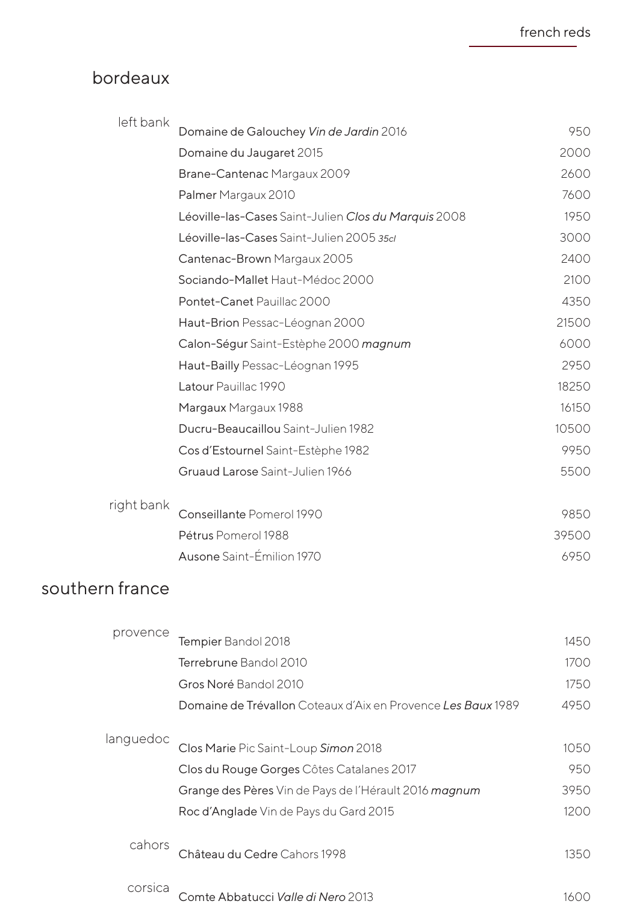# french reds

## bordeaux

### left bank

| Wine | Price |
|---|---|
| **Domaine de Galouchey** *Vin de Jardin* 2016 | 950 |
| **Domaine du Jaugaret** 2015 | 2000 |
| **Brane-Cantenac** Margaux 2009 | 2600 |
| **Palmer** Margaux 2010 | 7600 |
| **Léoville-las-Cases** Saint-Julien *Clos du Marquis* 2008 | 1950 |
| **Léoville-las-Cases** Saint-Julien 2005 *35cl* | 3000 |
| **Cantenac-Brown** Margaux 2005 | 2400 |
| **Sociando-Mallet** Haut-Médoc 2000 | 2100 |
| **Pontet-Canet** Pauillac 2000 | 4350 |
| **Haut-Brion** Pessac-Léognan 2000 | 21500 |
| **Calon-Ségur** Saint-Estèphe 2000 *magnum* | 6000 |
| **Haut-Bailly** Pessac-Léognan 1995 | 2950 |
| **Latour** Pauillac 1990 | 18250 |
| **Margaux** Margaux 1988 | 16150 |
| **Ducru-Beaucaillou** Saint-Julien 1982 | 10500 |
| **Cos d'Estournel** Saint-Estèphe 1982 | 9950 |
| **Gruaud Larose** Saint-Julien 1966 | 5500 |

### right bank

| Wine | Price |
|---|---|
| **Conseillante** Pomerol 1990 | 9850 |
| **Pétrus** Pomerol 1988 | 39500 |
| **Ausone** Saint-Émilion 1970 | 6950 |

## southern france

### provence

| Wine | Price |
|---|---|
| **Tempier** Bandol 2018 | 1450 |
| **Terrebrune** Bandol 2010 | 1700 |
| **Gros Noré** Bandol 2010 | 1750 |
| **Domaine de Trévallon** Coteaux d'Aix en Provence *Les Baux* 1989 | 4950 |

### languedoc

| Wine | Price |
|---|---|
| **Clos Marie** Pic Saint-Loup *Simon* 2018 | 1050 |
| **Clos du Rouge Gorges** Côtes Catalanes 2017 | 950 |
| **Grange des Pères** Vin de Pays de l'Hérault 2016 *magnum* | 3950 |
| **Roc d'Anglade** Vin de Pays du Gard 2015 | 1200 |

### cahors

| Wine | Price |
|---|---|
| **Château du Cedre** Cahors 1998 | 1350 |

### corsica

| Wine | Price |
|---|---|
| **Comte Abbatucci** *Valle di Nero* 2013 | 1600 |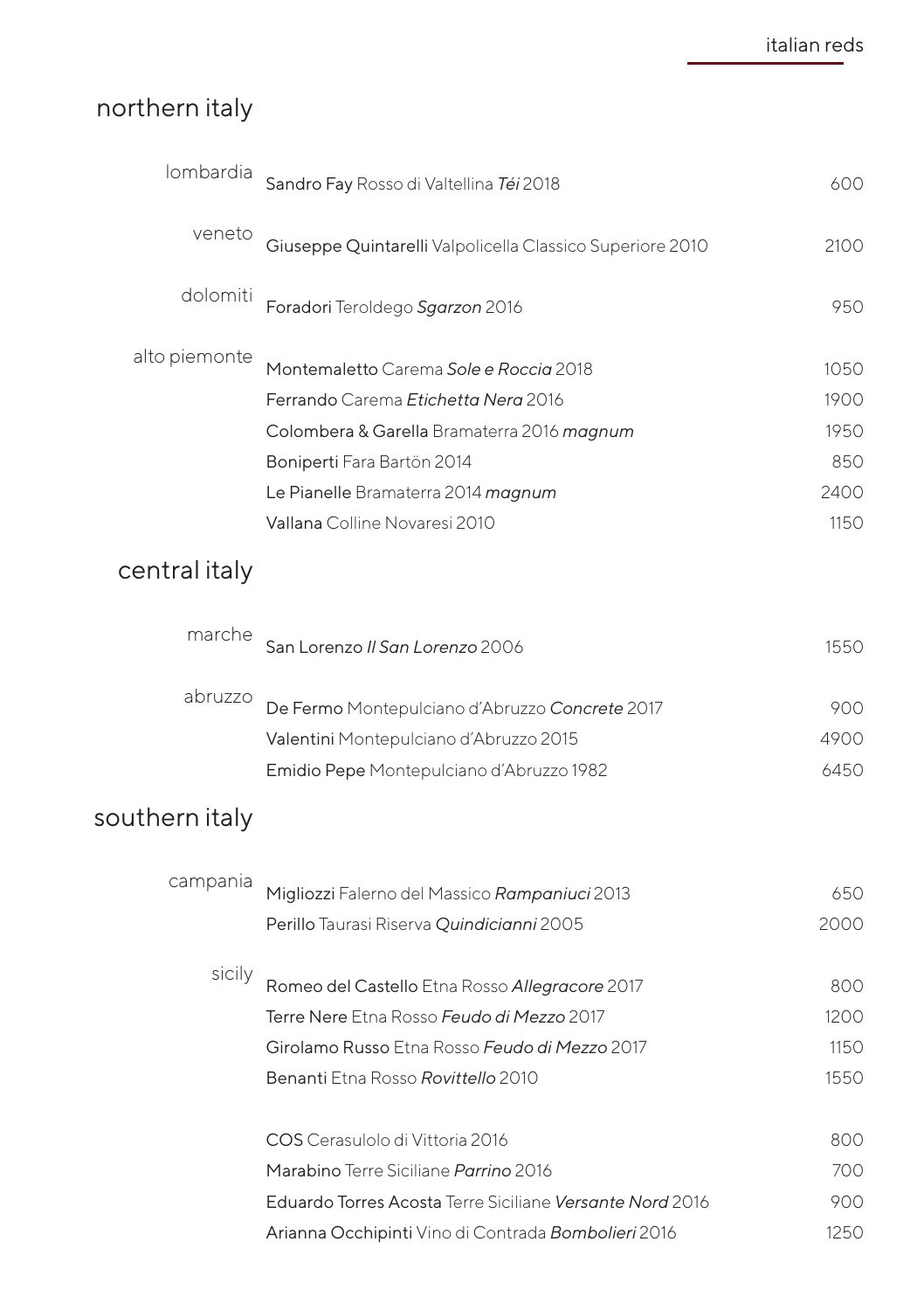# italian reds

## northern italy

| | | |
|---|---|---|
| lombardia | **Sandro Fay** Rosso di Valtellina *Téi* 2018 | 600 |
| veneto | **Giuseppe Quintarelli** Valpolicella Classico Superiore 2010 | 2100 |
| dolomiti | **Foradori** Teroldego *Sgarzon* 2016 | 950 |
| alto piemonte | **Montemaletto** Carema *Sole e Roccia* 2018 | 1050 |
| | **Ferrando** Carema *Etichetta Nera* 2016 | 1900 |
| | **Colombera & Garella** Bramaterra 2016 ***magnum*** | 1950 |
| | **Boniperti** Fara Bartön 2014 | 850 |
| | **Le Pianelle** Bramaterra 2014 ***magnum*** | 2400 |
| | **Vallana** Colline Novaresi 2010 | 1150 |

## central italy

| | | |
|---|---|---|
| marche | **San Lorenzo** *Il San Lorenzo* 2006 | 1550 |
| abruzzo | **De Fermo** Montepulciano d'Abruzzo *Concrete* 2017 | 900 |
| | **Valentini** Montepulciano d'Abruzzo 2015 | 4900 |
| | **Emidio Pepe** Montepulciano d'Abruzzo 1982 | 6450 |

## southern italy

| | | |
|---|---|---|
| campania | **Migliozzi** Falerno del Massico *Rampaniuci* 2013 | 650 |
| | **Perillo** Taurasi Riserva *Quindicianni* 2005 | 2000 |
| sicily | **Romeo del Castello** Etna Rosso *Allegracore* 2017 | 800 |
| | **Terre Nere** Etna Rosso *Feudo di Mezzo* 2017 | 1200 |
| | **Girolamo Russo** Etna Rosso *Feudo di Mezzo* 2017 | 1150 |
| | **Benanti** Etna Rosso *Rovittello* 2010 | 1550 |
| | **COS** Cerasulolo di Vittoria 2016 | 800 |
| | **Marabino** Terre Siciliane *Parrino* 2016 | 700 |
| | **Eduardo Torres Acosta** Terre Siciliane *Versante Nord* 2016 | 900 |
| | **Arianna Occhipinti** Vino di Contrada *Bombolieri* 2016 | 1250 |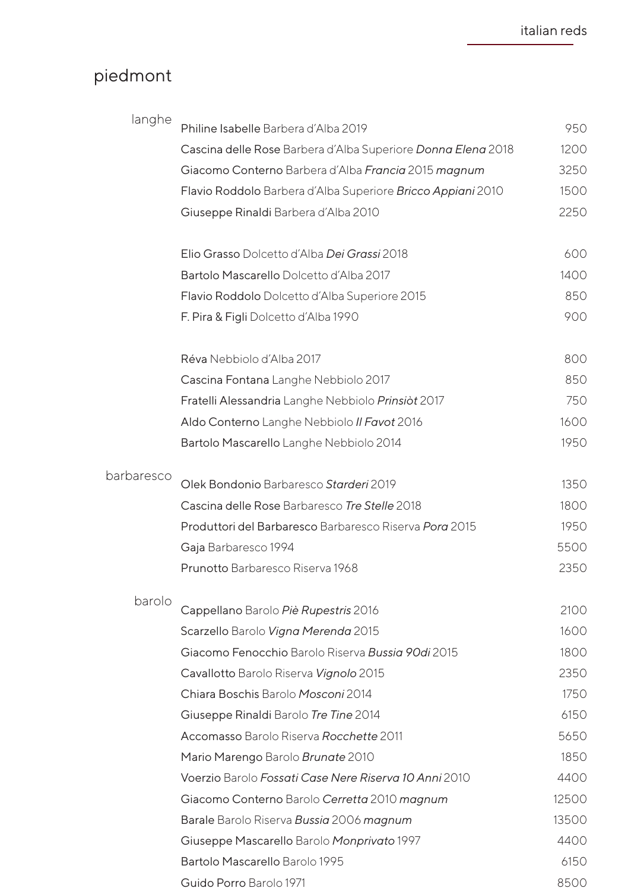## piedmont

### langhe

| | |
|---|---|
| **Philine Isabelle** Barbera d'Alba 2019 | 950 |
| **Cascina delle Rose** Barbera d'Alba Superiore *Donna Elena* 2018 | 1200 |
| **Giacomo Conterno** Barbera d'Alba *Francia* 2015 *magnum* | 3250 |
| **Flavio Roddolo** Barbera d'Alba Superiore *Bricco Appiani* 2010 | 1500 |
| **Giuseppe Rinaldi** Barbera d'Alba 2010 | 2250 |
| **Elio Grasso** Dolcetto d'Alba *Dei Grassi* 2018 | 600 |
| **Bartolo Mascarello** Dolcetto d'Alba 2017 | 1400 |
| **Flavio Roddolo** Dolcetto d'Alba Superiore 2015 | 850 |
| **F. Pira & Figli** Dolcetto d'Alba 1990 | 900 |
| **Réva** Nebbiolo d'Alba 2017 | 800 |
| **Cascina Fontana** Langhe Nebbiolo 2017 | 850 |
| **Fratelli Alessandria** Langhe Nebbiolo *Prinsiòt* 2017 | 750 |
| **Aldo Conterno** Langhe Nebbiolo *Il Favot* 2016 | 1600 |
| **Bartolo Mascarello** Langhe Nebbiolo 2014 | 1950 |

### barbaresco

| | |
|---|---|
| **Olek Bondonio** Barbaresco *Starderi* 2019 | 1350 |
| **Cascina delle Rose** Barbaresco *Tre Stelle* 2018 | 1800 |
| **Produttori del Barbaresco** Barbaresco Riserva *Pora* 2015 | 1950 |
| **Gaja** Barbaresco 1994 | 5500 |
| **Prunotto** Barbaresco Riserva 1968 | 2350 |

### barolo

| | |
|---|---|
| **Cappellano** Barolo *Piè Rupestris* 2016 | 2100 |
| **Scarzello** Barolo *Vigna Merenda* 2015 | 1600 |
| **Giacomo Fenocchio** Barolo Riserva *Bussia 90di* 2015 | 1800 |
| **Cavallotto** Barolo Riserva *Vignolo* 2015 | 2350 |
| **Chiara Boschis** Barolo *Mosconi* 2014 | 1750 |
| **Giuseppe Rinaldi** Barolo *Tre Tine* 2014 | 6150 |
| **Accomasso** Barolo Riserva *Rocchette* 2011 | 5650 |
| **Mario Marengo** Barolo *Brunate* 2010 | 1850 |
| **Voerzio** Barolo *Fossati Case Nere Riserva 10 Anni* 2010 | 4400 |
| **Giacomo Conterno** Barolo *Cerretta* 2010 *magnum* | 12500 |
| **Barale** Barolo Riserva *Bussia* 2006 *magnum* | 13500 |
| **Giuseppe Mascarello** Barolo *Monprivato* 1997 | 4400 |
| **Bartolo Mascarello** Barolo 1995 | 6150 |
| **Guido Porro** Barolo 1971 | 8500 |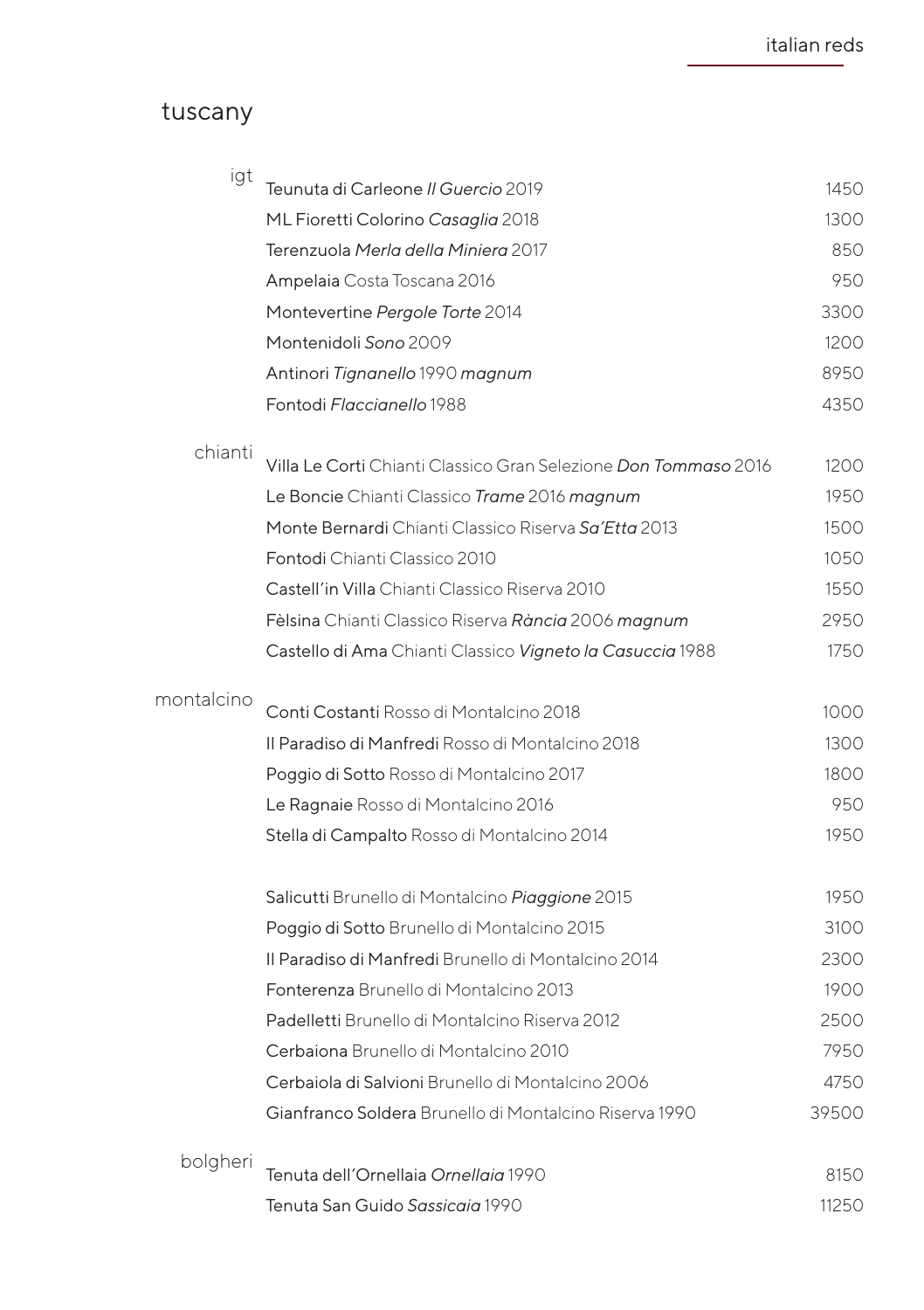## tuscany

### igt

| | |
|---|---|
| Teunuta di Carleone *Il Guercio* 2019 | 1450 |
| ML Fioretti Colorino *Casaglia* 2018 | 1300 |
| Terenzuola *Merla della Miniera* 2017 | 850 |
| Ampelaia Costa Toscana 2016 | 950 |
| Montevertine *Pergole Torte* 2014 | 3300 |
| Montenidoli *Sono* 2009 | 1200 |
| Antinori *Tignanello* 1990 *magnum* | 8950 |
| Fontodi *Flaccianello* 1988 | 4350 |

### chianti

| | |
|---|---|
| Villa Le Corti Chianti Classico Gran Selezione *Don Tommaso* 2016 | 1200 |
| Le Boncie Chianti Classico *Trame* 2016 *magnum* | 1950 |
| Monte Bernardi Chianti Classico Riserva *Sa´Etta* 2013 | 1500 |
| Fontodi Chianti Classico 2010 | 1050 |
| Castell´in Villa Chianti Classico Riserva 2010 | 1550 |
| Fèlsina Chianti Classico Riserva *Rància* 2006 *magnum* | 2950 |
| Castello di Ama Chianti Classico *Vigneto la Casuccia* 1988 | 1750 |

### montalcino

| | |
|---|---|
| Conti Costanti Rosso di Montalcino 2018 | 1000 |
| Il Paradiso di Manfredi Rosso di Montalcino 2018 | 1300 |
| Poggio di Sotto Rosso di Montalcino 2017 | 1800 |
| Le Ragnaie Rosso di Montalcino 2016 | 950 |
| Stella di Campalto Rosso di Montalcino 2014 | 1950 |

| | |
|---|---|
| Salicutti Brunello di Montalcino *Piaggione* 2015 | 1950 |
| Poggio di Sotto Brunello di Montalcino 2015 | 3100 |
| Il Paradiso di Manfredi Brunello di Montalcino 2014 | 2300 |
| Fonterenza Brunello di Montalcino 2013 | 1900 |
| Padelletti Brunello di Montalcino Riserva 2012 | 2500 |
| Cerbaiona Brunello di Montalcino 2010 | 7950 |
| Cerbaiola di Salvioni Brunello di Montalcino 2006 | 4750 |
| Gianfranco Soldera Brunello di Montalcino Riserva 1990 | 39500 |

### bolgheri

| | |
|---|---|
| Tenuta dell´Ornellaia *Ornellaia* 1990 | 8150 |
| Tenuta San Guido *Sassicaia* 1990 | 11250 |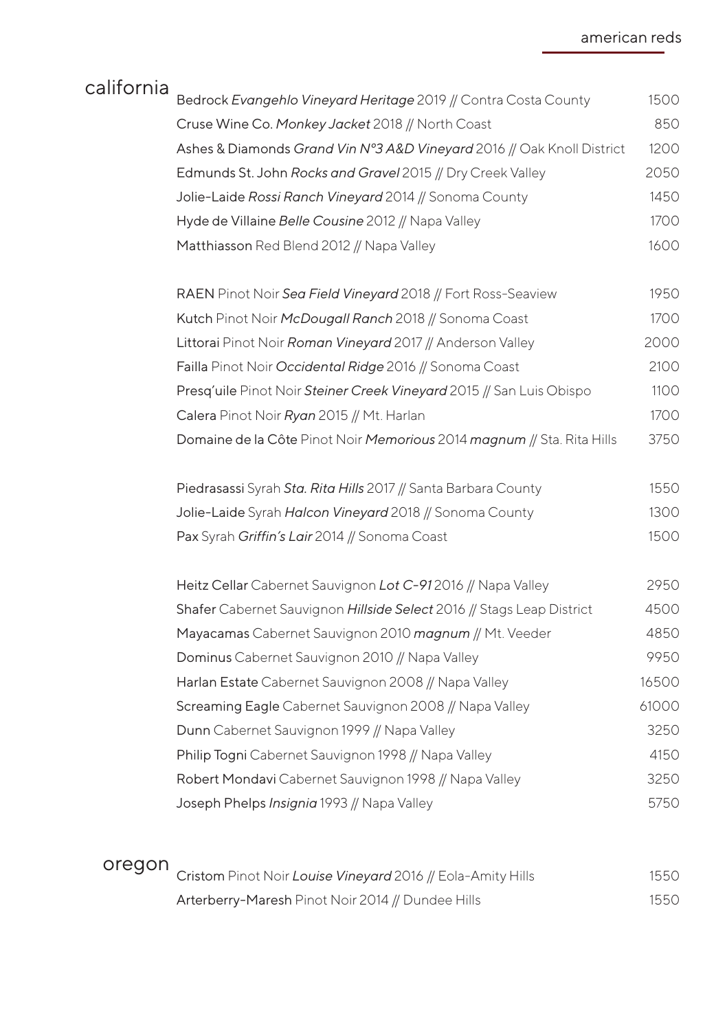# american reds

## california

| | |
|---|---|
| Bedrock *Evangehlo Vineyard Heritage* 2019 // Contra Costa County | 1500 |
| Cruse Wine Co. *Monkey Jacket* 2018 // North Coast | 850 |
| Ashes & Diamonds *Grand Vin N°3 A&D Vineyard* 2016 // Oak Knoll District | 1200 |
| Edmunds St. John *Rocks and Gravel* 2015 // Dry Creek Valley | 2050 |
| Jolie-Laide *Rossi Ranch Vineyard* 2014 // Sonoma County | 1450 |
| Hyde de Villaine *Belle Cousine* 2012 // Napa Valley | 1700 |
| Matthiasson Red Blend 2012 // Napa Valley | 1600 |
| | |
| RAEN Pinot Noir *Sea Field Vineyard* 2018 // Fort Ross-Seaview | 1950 |
| Kutch Pinot Noir *McDougall Ranch* 2018 // Sonoma Coast | 1700 |
| Littorai Pinot Noir *Roman Vineyard* 2017 // Anderson Valley | 2000 |
| Failla Pinot Noir *Occidental Ridge* 2016 // Sonoma Coast | 2100 |
| Presq'uile Pinot Noir *Steiner Creek Vineyard* 2015 // San Luis Obispo | 1100 |
| Calera Pinot Noir *Ryan* 2015 // Mt. Harlan | 1700 |
| Domaine de la Côte Pinot Noir *Memorious* 2014 ***magnum*** // Sta. Rita Hills | 3750 |
| | |
| Piedrasassi Syrah *Sta. Rita Hills* 2017 // Santa Barbara County | 1550 |
| Jolie-Laide Syrah *Halcon Vineyard* 2018 // Sonoma County | 1300 |
| Pax Syrah *Griffin's Lair* 2014 // Sonoma Coast | 1500 |
| | |
| Heitz Cellar Cabernet Sauvignon *Lot C-91* 2016 // Napa Valley | 2950 |
| Shafer Cabernet Sauvignon *Hillside Select* 2016 // Stags Leap District | 4500 |
| Mayacamas Cabernet Sauvignon 2010 ***magnum*** // Mt. Veeder | 4850 |
| Dominus Cabernet Sauvignon 2010 // Napa Valley | 9950 |
| Harlan Estate Cabernet Sauvignon 2008 // Napa Valley | 16500 |
| Screaming Eagle Cabernet Sauvignon 2008 // Napa Valley | 61000 |
| Dunn Cabernet Sauvignon 1999 // Napa Valley | 3250 |
| Philip Togni Cabernet Sauvignon 1998 // Napa Valley | 4150 |
| Robert Mondavi Cabernet Sauvignon 1998 // Napa Valley | 3250 |
| Joseph Phelps *Insignia* 1993 // Napa Valley | 5750 |

## oregon

| | |
|---|---|
| Cristom Pinot Noir *Louise Vineyard* 2016 // Eola-Amity Hills | 1550 |
| Arterberry-Maresh Pinot Noir 2014 // Dundee Hills | 1550 |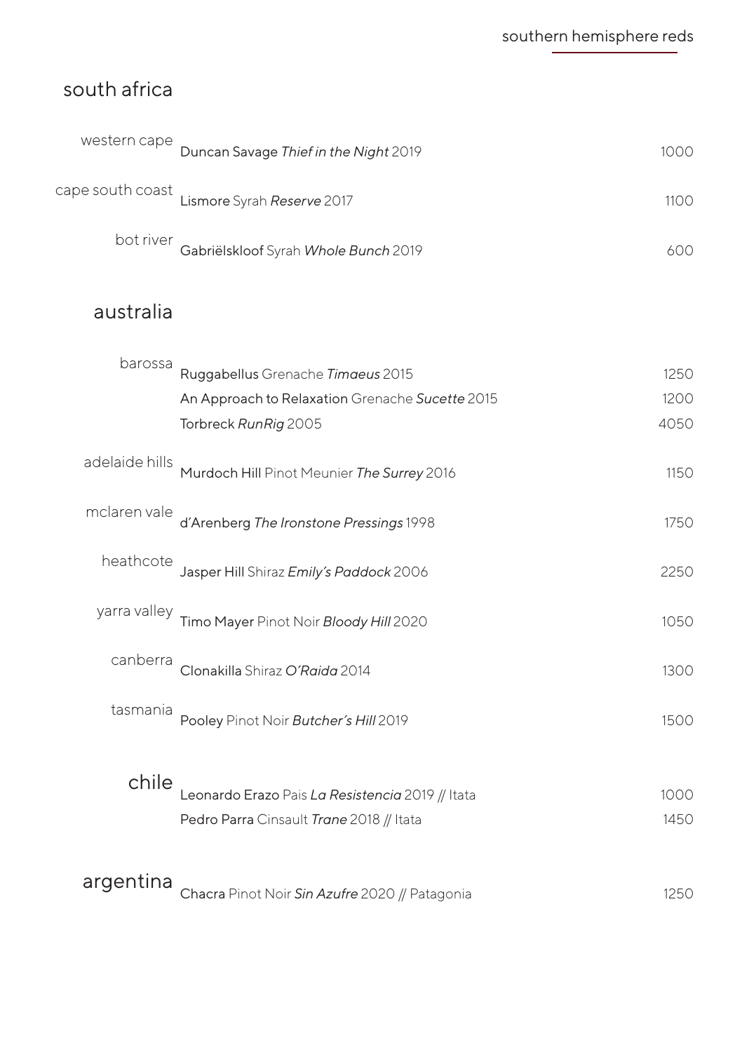# southern hemisphere reds

## south africa

| | | |
|---|---|---|
| western cape | **Duncan Savage** *Thief in the Night* 2019 | 1000 |
| cape south coast | **Lismore** Syrah *Reserve* 2017 | 1100 |
| bot river | **Gabriëlskloof** Syrah *Whole Bunch* 2019 | 600 |

## australia

| | | |
|---|---|---|
| barossa | **Ruggabellus** Grenache *Timaeus* 2015 | 1250 |
| | **An Approach to Relaxation** Grenache *Sucette* 2015 | 1200 |
| | **Torbreck** *RunRig* 2005 | 4050 |
| adelaide hills | **Murdoch Hill** Pinot Meunier *The Surrey* 2016 | 1150 |
| mclaren vale | **d'Arenberg** *The Ironstone Pressings* 1998 | 1750 |
| heathcote | **Jasper Hill** Shiraz *Emily's Paddock* 2006 | 2250 |
| yarra valley | **Timo Mayer** Pinot Noir *Bloody Hill* 2020 | 1050 |
| canberra | **Clonakilla** Shiraz *O'Raida* 2014 | 1300 |
| tasmania | **Pooley** Pinot Noir *Butcher's Hill* 2019 | 1500 |

## chile

| | |
|---|---|
| **Leonardo Erazo** Pais *La Resistencia* 2019 // Itata | 1000 |
| **Pedro Parra** Cinsault *Trane* 2018 // Itata | 1450 |

## argentina

| | |
|---|---|
| **Chacra** Pinot Noir *Sin Azufre* 2020 // Patagonia | 1250 |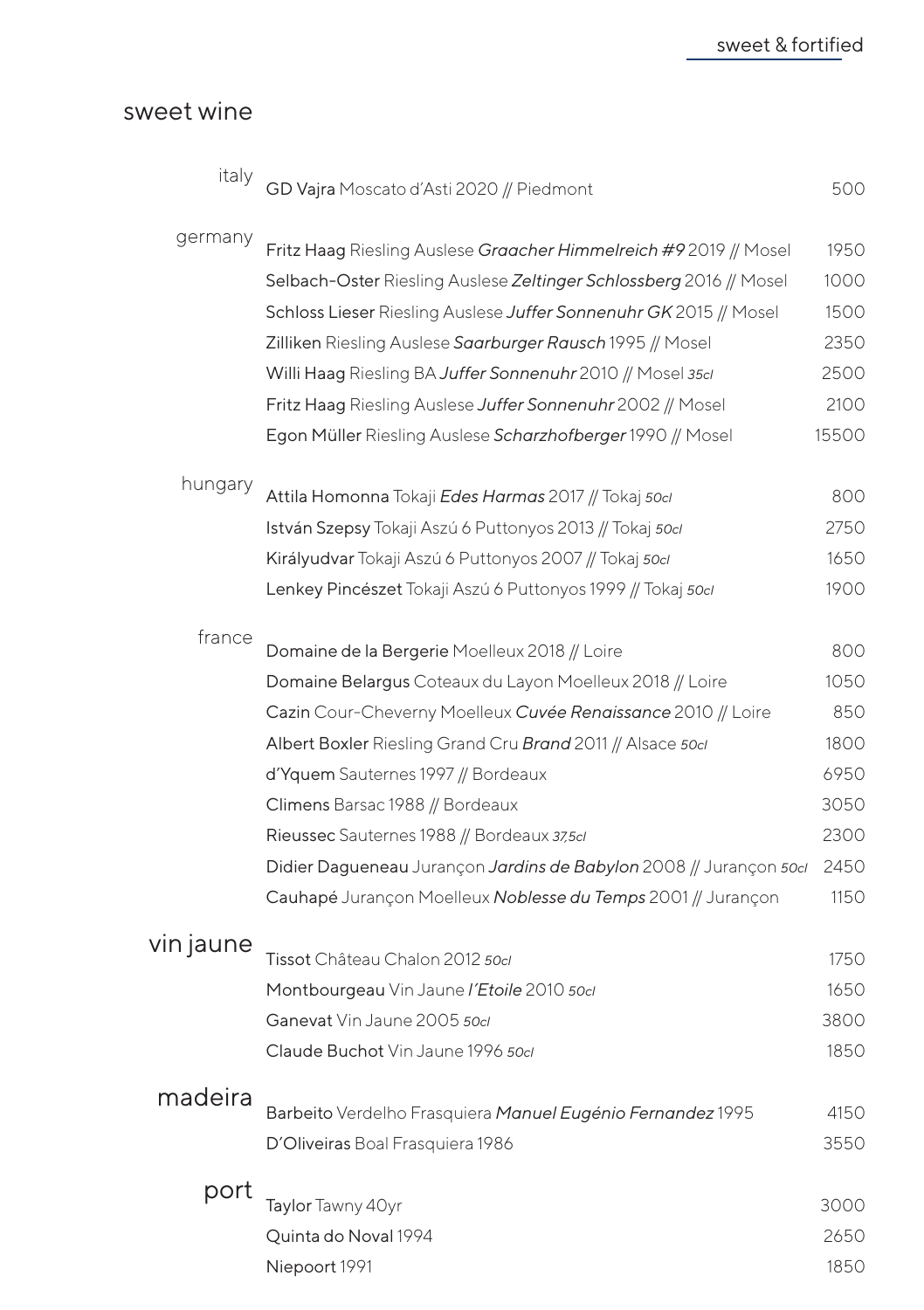# sweet wine

| | | |
|---|---|---|
| italy | **GD Vajra** Moscato d'Asti 2020 // Piedmont | 500 |
| germany | **Fritz Haag** Riesling Auslese ***Graacher Himmelreich #9*** 2019 // Mosel | 1950 |
| | **Selbach-Oster** Riesling Auslese ***Zeltinger Schlossberg*** 2016 // Mosel | 1000 |
| | **Schloss Lieser** Riesling Auslese ***Juffer Sonnenuhr GK*** 2015 // Mosel | 1500 |
| | **Zilliken** Riesling Auslese ***Saarburger Rausch*** 1995 // Mosel | 2350 |
| | **Willi Haag** Riesling BA ***Juffer Sonnenuhr*** 2010 // Mosel *35cl* | 2500 |
| | **Fritz Haag** Riesling Auslese ***Juffer Sonnenuhr*** 2002 // Mosel | 2100 |
| | **Egon Müller** Riesling Auslese ***Scharzhofberger*** 1990 // Mosel | 15500 |
| hungary | **Attila Homonna** Tokaji *Edes Harmas* 2017 // Tokaj *50cl* | 800 |
| | **István Szepsy** Tokaji Aszú 6 Puttonyos 2013 // Tokaj *50cl* | 2750 |
| | **Királyudvar** Tokaji Aszú 6 Puttonyos 2007 // Tokaj *50cl* | 1650 |
| | **Lenkey Pincészet** Tokaji Aszú 6 Puttonyos 1999 // Tokaj *50cl* | 1900 |
| france | **Domaine de la Bergerie** Moelleux 2018 // Loire | 800 |
| | **Domaine Belargus** Coteaux du Layon Moelleux 2018 // Loire | 1050 |
| | **Cazin** Cour-Cheverny Moelleux ***Cuvée Renaissance*** 2010 // Loire | 850 |
| | **Albert Boxler** Riesling Grand Cru ***Brand*** 2011 // Alsace *50cl* | 1800 |
| | **d'Yquem** Sauternes 1997 // Bordeaux | 6950 |
| | **Climens** Barsac 1988 // Bordeaux | 3050 |
| | **Rieussec** Sauternes 1988 // Bordeaux *37,5cl* | 2300 |
| | **Didier Dagueneau** Jurançon ***Jardins de Babylon*** 2008 // Jurançon *50cl* | 2450 |
| | **Cauhapé** Jurançon Moelleux ***Noblesse du Temps*** 2001 // Jurançon | 1150 |

## vin jaune

| | |
|---|---|
| **Tissot** Château Chalon 2012 *50cl* | 1750 |
| **Montbourgeau** Vin Jaune ***l'Etoile*** 2010 *50cl* | 1650 |
| **Ganevat** Vin Jaune 2005 *50cl* | 3800 |
| **Claude Buchot** Vin Jaune 1996 *50cl* | 1850 |

## madeira

| | |
|---|---|
| **Barbeito** Verdelho Frasquiera ***Manuel Eugénio Fernandez*** 1995 | 4150 |
| **D'Oliveiras** Boal Frasquiera 1986 | 3550 |

## port

| | |
|---|---|
| **Taylor** Tawny 40yr | 3000 |
| **Quinta do Noval** 1994 | 2650 |
| **Niepoort** 1991 | 1850 |